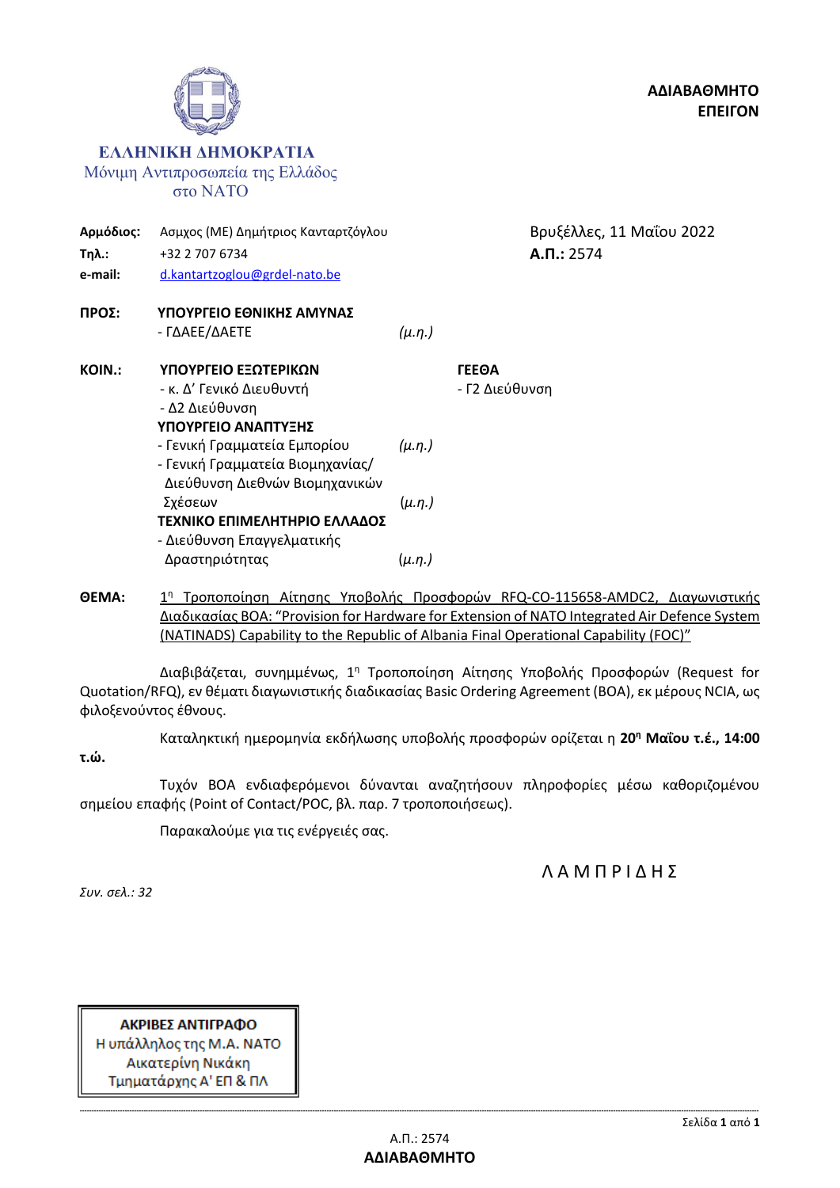**ΑΔΙΑΒΑΘΜΗΤΟ**
**ΕΠΕΙΓΟΝ**

**ΕΛΛΗΝΙΚΗ ΔΗΜΟΚΡΑΤΙΑ**
Μόνιμη Αντιπροσωπεία της Ελλάδος
στο ΝΑΤΟ

**Αρμόδιος:** Ασμχος (ΜΕ) Δημήτριος Κανταρτζόγλου
**Τηλ.:** +32 2 707 6734
**e-mail:** d.kantartzoglou@grdel-nato.be

Βρυξέλλες, 11 Μαΐου 2022
**Α.Π.:** 2574

**ΠΡΟΣ:** **ΥΠΟΥΡΓΕΙΟ ΕΘΝΙΚΗΣ ΑΜΥΝΑΣ**
- ΓΔΑΕΕ/ΔΑΕΤΕ *(μ.η.)*

**ΚΟΙΝ.:** **ΥΠΟΥΡΓΕΙΟ ΕΞΩΤΕΡΙΚΩΝ**
- κ. Δ' Γενικό Διευθυντή
- Δ2 Διεύθυνση

**ΥΠΟΥΡΓΕΙΟ ΑΝΑΠΤΥΞΗΣ**
- Γενική Γραμματεία Εμπορίου *(μ.η.)*
- Γενική Γραμματεία Βιομηχανίας/ Διεύθυνση Διεθνών Βιομηχανικών Σχέσεων *(μ.η.)*

**ΤΕΧΝΙΚΟ ΕΠΙΜΕΛΗΤΗΡΙΟ ΕΛΛΑΔΟΣ**
- Διεύθυνση Επαγγελματικής Δραστηριότητας *(μ.η.)*

**ΓΕΕΘΑ**
- Γ2 Διεύθυνση

**ΘΕΜΑ:** 1η Τροποποίηση Αίτησης Υποβολής Προσφορών RFQ-CO-115658-AMDC2, Διαγωνιστικής Διαδικασίας BOA: "Provision for Hardware for Extension of NATO Integrated Air Defence System (NATINADS) Capability to the Republic of Albania Final Operational Capability (FOC)"

Διαβιβάζεται, συνημμένως, 1η Τροποποίηση Αίτησης Υποβολής Προσφορών (Request for Quotation/RFQ), εν θέματι διαγωνιστικής διαδικασίας Basic Ordering Agreement (BOA), εκ μέρους NCIA, ως φιλοξενούντος έθνους.

Καταληκτική ημερομηνία εκδήλωσης υποβολής προσφορών ορίζεται η **20η Μαΐου τ.έ., 14:00 τ.ώ.**

Τυχόν BOA ενδιαφερόμενοι δύνανται αναζητήσουν πληροφορίες μέσω καθοριζομένου σημείου επαφής (Point of Contact/POC, βλ. παρ. 7 τροποποιήσεως).

Παρακαλούμε για τις ενέργειές σας.

Λ Α Μ Π Ρ Ι Δ Η Σ

*Συν. σελ.: 32*

**ΑΚΡΙΒΕΣ ΑΝΤΙΓΡΑΦΟ**
Η υπάλληλος της Μ.Α. ΝΑΤΟ
Αικατερίνη Νικάκη
Τμηματάρχης Α' ΕΠ & ΠΛ

Α.Π.: 2574
**ΑΔΙΑΒΑΘΜΗΤΟ**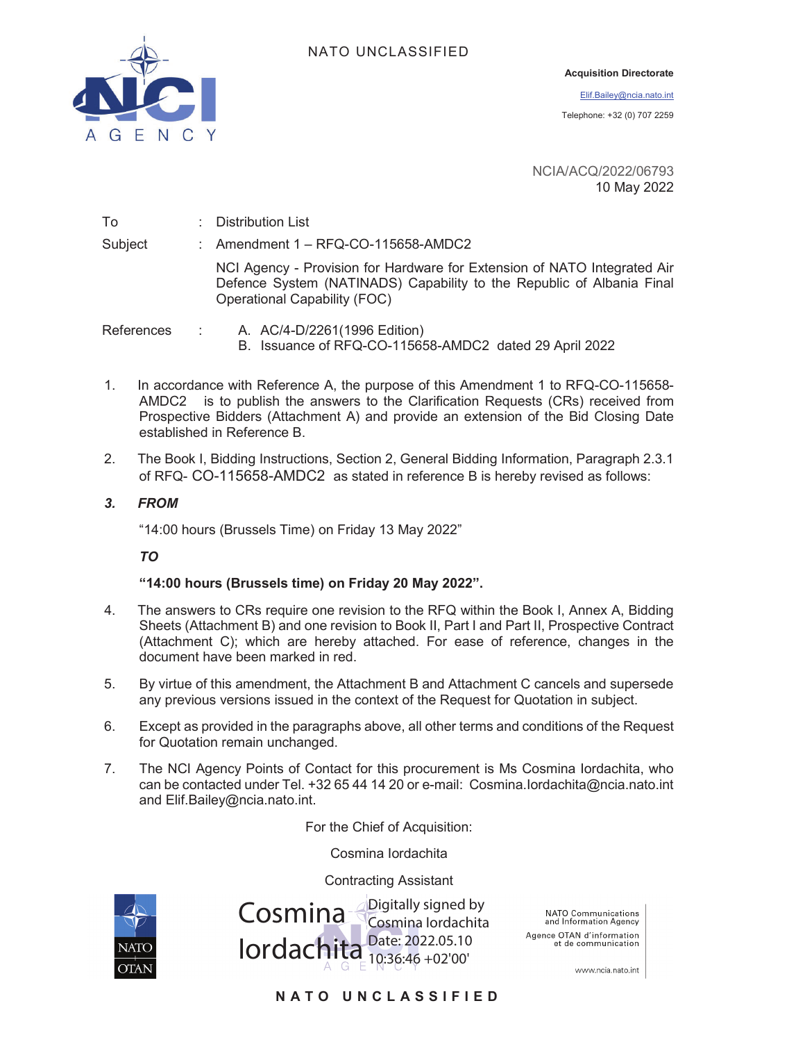NATO UNCLASSIFIED

**Acquisition Directorate**

Elif.Bailey@ncia.nato.int

Telephone: +32 (0) 707 2259

NCIA/ACQ/2022/06793
10 May 2022

To : Distribution List

Subject : Amendment 1 – RFQ-CO-115658-AMDC2

NCI Agency - Provision for Hardware for Extension of NATO Integrated Air Defence System (NATINADS) Capability to the Republic of Albania Final Operational Capability (FOC)

References :
A. AC/4-D/2261(1996 Edition)
B. Issuance of RFQ-CO-115658-AMDC2 dated 29 April 2022

1. In accordance with Reference A, the purpose of this Amendment 1 to RFQ-CO-115658-AMDC2 is to publish the answers to the Clarification Requests (CRs) received from Prospective Bidders (Attachment A) and provide an extension of the Bid Closing Date established in Reference B.

2. The Book I, Bidding Instructions, Section 2, General Bidding Information, Paragraph 2.3.1 of RFQ- CO-115658-AMDC2 as stated in reference B is hereby revised as follows:

3. ***FROM***

   "14:00 hours (Brussels Time) on Friday 13 May 2022"

   ***TO***

   **"14:00 hours (Brussels time) on Friday 20 May 2022".**

4. The answers to CRs require one revision to the RFQ within the Book I, Annex A, Bidding Sheets (Attachment B) and one revision to Book II, Part I and Part II, Prospective Contract (Attachment C); which are hereby attached. For ease of reference, changes in the document have been marked in red.

5. By virtue of this amendment, the Attachment B and Attachment C cancels and supersede any previous versions issued in the context of the Request for Quotation in subject.

6. Except as provided in the paragraphs above, all other terms and conditions of the Request for Quotation remain unchanged.

7. The NCI Agency Points of Contact for this procurement is Ms Cosmina Iordachita, who can be contacted under Tel. +32 65 44 14 20 or e-mail: Cosmina.Iordachita@ncia.nato.int and Elif.Bailey@ncia.nato.int.

For the Chief of Acquisition:

Cosmina Iordachita

Contracting Assistant

Cosmina Iordachita — Digitally signed by Cosmina Iordachita Date: 2022.05.10 10:36:46 +02'00'

NATO Communications and Information Agency
Agence OTAN d'information et de communication
www.ncia.nato.int

NATO UNCLASSIFIED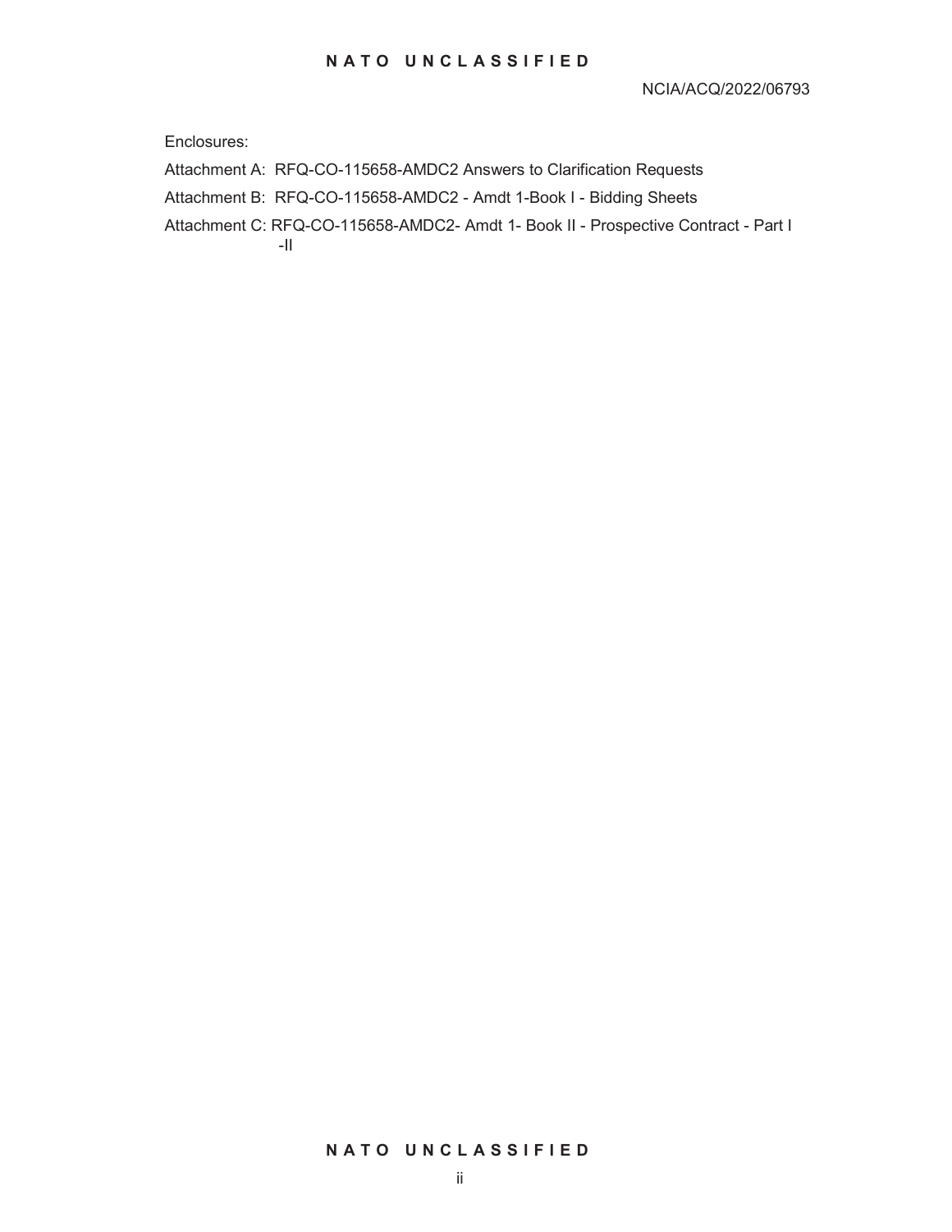NCIA/ACQ/2022/06793

Enclosures:

Attachment A: RFQ-CO-115658-AMDC2 Answers to Clarification Requests

Attachment B: RFQ-CO-115658-AMDC2 - Amdt 1-Book I - Bidding Sheets

Attachment C: RFQ-CO-115658-AMDC2- Amdt 1- Book II - Prospective Contract - Part I -II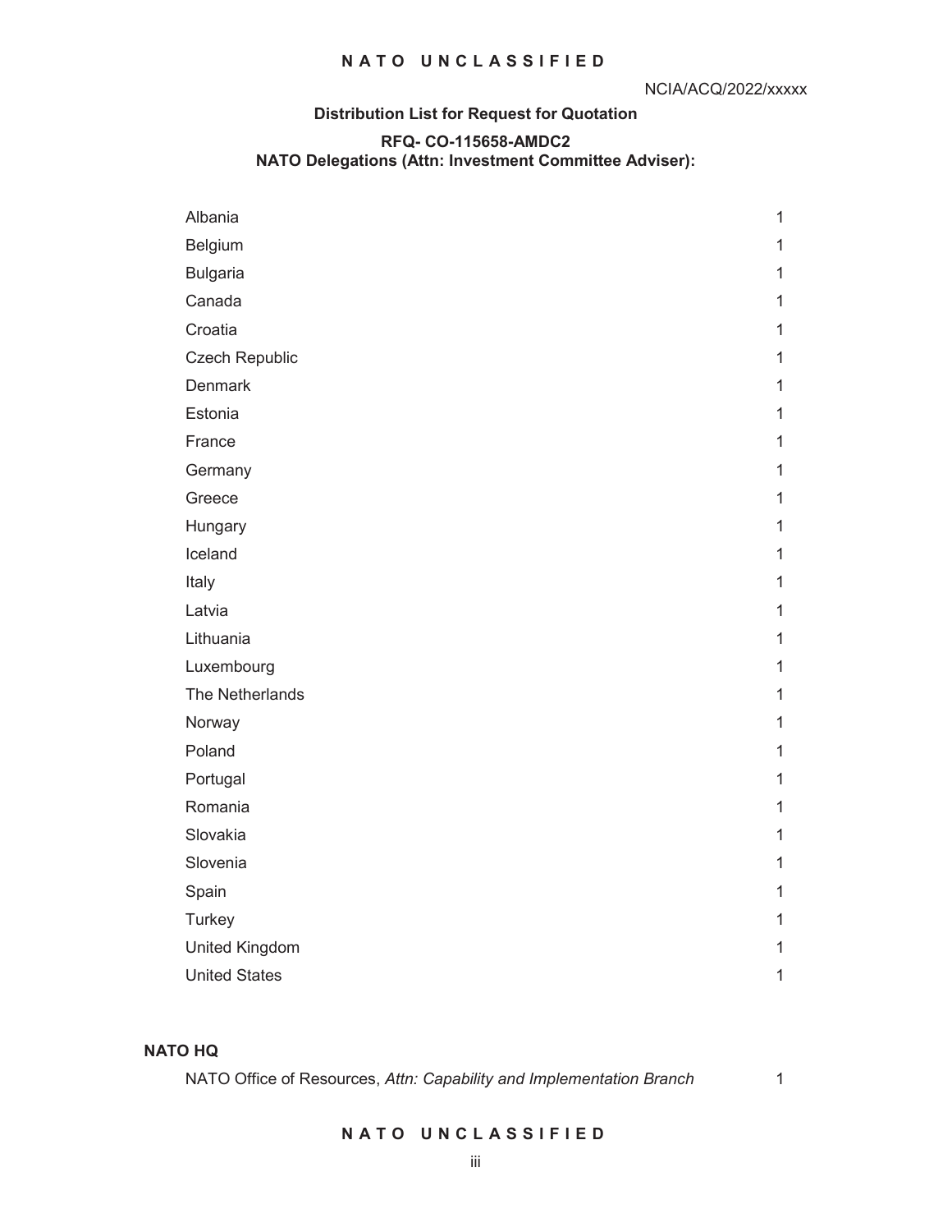NCIA/ACQ/2022/xxxxx

**Distribution List for Request for Quotation**

**RFQ- CO-115658-AMDC2**
**NATO Delegations (Attn: Investment Committee Adviser):**

| | |
|---|---|
| Albania | 1 |
| Belgium | 1 |
| Bulgaria | 1 |
| Canada | 1 |
| Croatia | 1 |
| Czech Republic | 1 |
| Denmark | 1 |
| Estonia | 1 |
| France | 1 |
| Germany | 1 |
| Greece | 1 |
| Hungary | 1 |
| Iceland | 1 |
| Italy | 1 |
| Latvia | 1 |
| Lithuania | 1 |
| Luxembourg | 1 |
| The Netherlands | 1 |
| Norway | 1 |
| Poland | 1 |
| Portugal | 1 |
| Romania | 1 |
| Slovakia | 1 |
| Slovenia | 1 |
| Spain | 1 |
| Turkey | 1 |
| United Kingdom | 1 |
| United States | 1 |

**NATO HQ**

| | |
|---|---|
| NATO Office of Resources, *Attn: Capability and Implementation Branch* | 1 |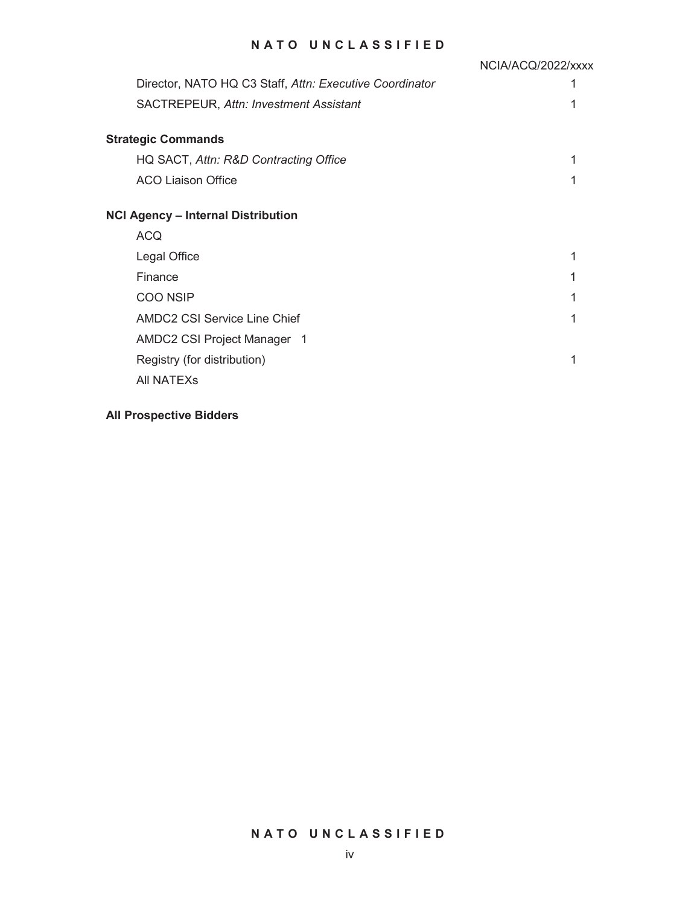NCIA/ACQ/2022/xxxx

| | |
|---|---|
| Director, NATO HQ C3 Staff, *Attn: Executive Coordinator* | 1 |
| SACTREPEUR, *Attn: Investment Assistant* | 1 |

**Strategic Commands**

| | |
|---|---|
| HQ SACT, *Attn: R&D Contracting Office* | 1 |
| ACO Liaison Office | 1 |

**NCI Agency – Internal Distribution**

| | |
|---|---|
| ACQ | |
| Legal Office | 1 |
| Finance | 1 |
| COO NSIP | 1 |
| AMDC2 CSI Service Line Chief | 1 |
| AMDC2 CSI Project Manager 1 | |
| Registry (for distribution) | 1 |
| All NATEXs | |

**All Prospective Bidders**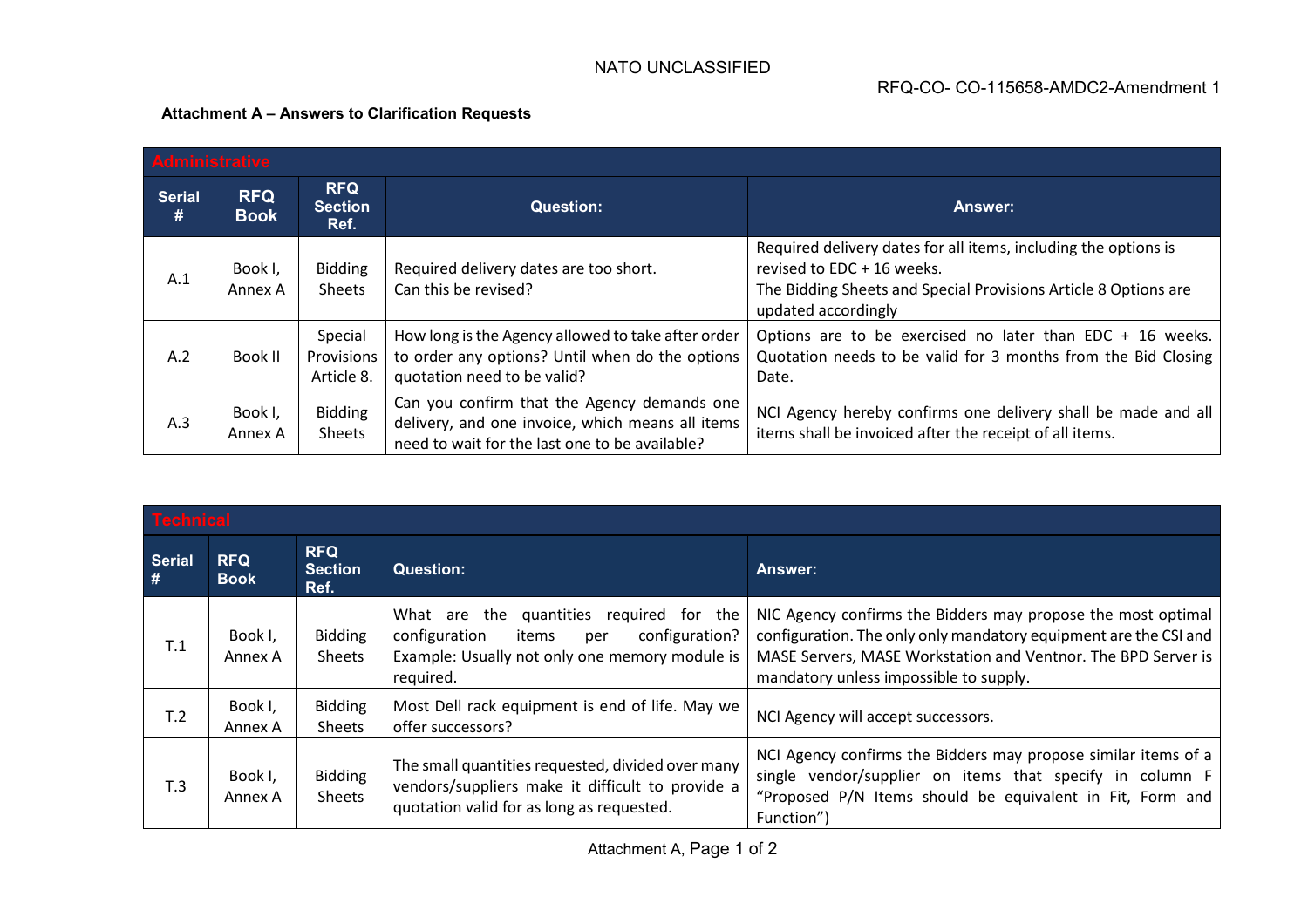NATO UNCLASSIFIED

RFQ-CO- CO-115658-AMDC2-Amendment 1

**Attachment A – Answers to Clarification Requests**

| Administrative | | | | |
|---|---|---|---|---|
| **Serial #** | **RFQ Book** | **RFQ Section Ref.** | **Question:** | **Answer:** |
| A.1 | Book I, Annex A | Bidding Sheets | Required delivery dates are too short.<br>Can this be revised? | Required delivery dates for all items, including the options is revised to EDC + 16 weeks.<br>The Bidding Sheets and Special Provisions Article 8 Options are updated accordingly |
| A.2 | Book II | Special Provisions Article 8. | How long is the Agency allowed to take after order to order any options? Until when do the options quotation need to be valid? | Options are to be exercised no later than EDC + 16 weeks. Quotation needs to be valid for 3 months from the Bid Closing Date. |
| A.3 | Book I, Annex A | Bidding Sheets | Can you confirm that the Agency demands one delivery, and one invoice, which means all items need to wait for the last one to be available? | NCI Agency hereby confirms one delivery shall be made and all items shall be invoiced after the receipt of all items. |

| Technical | | | | |
|---|---|---|---|---|
| **Serial #** | **RFQ Book** | **RFQ Section Ref.** | **Question:** | **Answer:** |
| T.1 | Book I, Annex A | Bidding Sheets | What are the quantities required for the configuration items per configuration? Example: Usually not only one memory module is required. | NIC Agency confirms the Bidders may propose the most optimal configuration. The only only mandatory equipment are the CSI and MASE Servers, MASE Workstation and Ventnor. The BPD Server is mandatory unless impossible to supply. |
| T.2 | Book I, Annex A | Bidding Sheets | Most Dell rack equipment is end of life. May we offer successors? | NCI Agency will accept successors. |
| T.3 | Book I, Annex A | Bidding Sheets | The small quantities requested, divided over many vendors/suppliers make it difficult to provide a quotation valid for as long as requested. | NCI Agency confirms the Bidders may propose similar items of a single vendor/supplier on items that specify in column F "Proposed P/N Items should be equivalent in Fit, Form and Function") |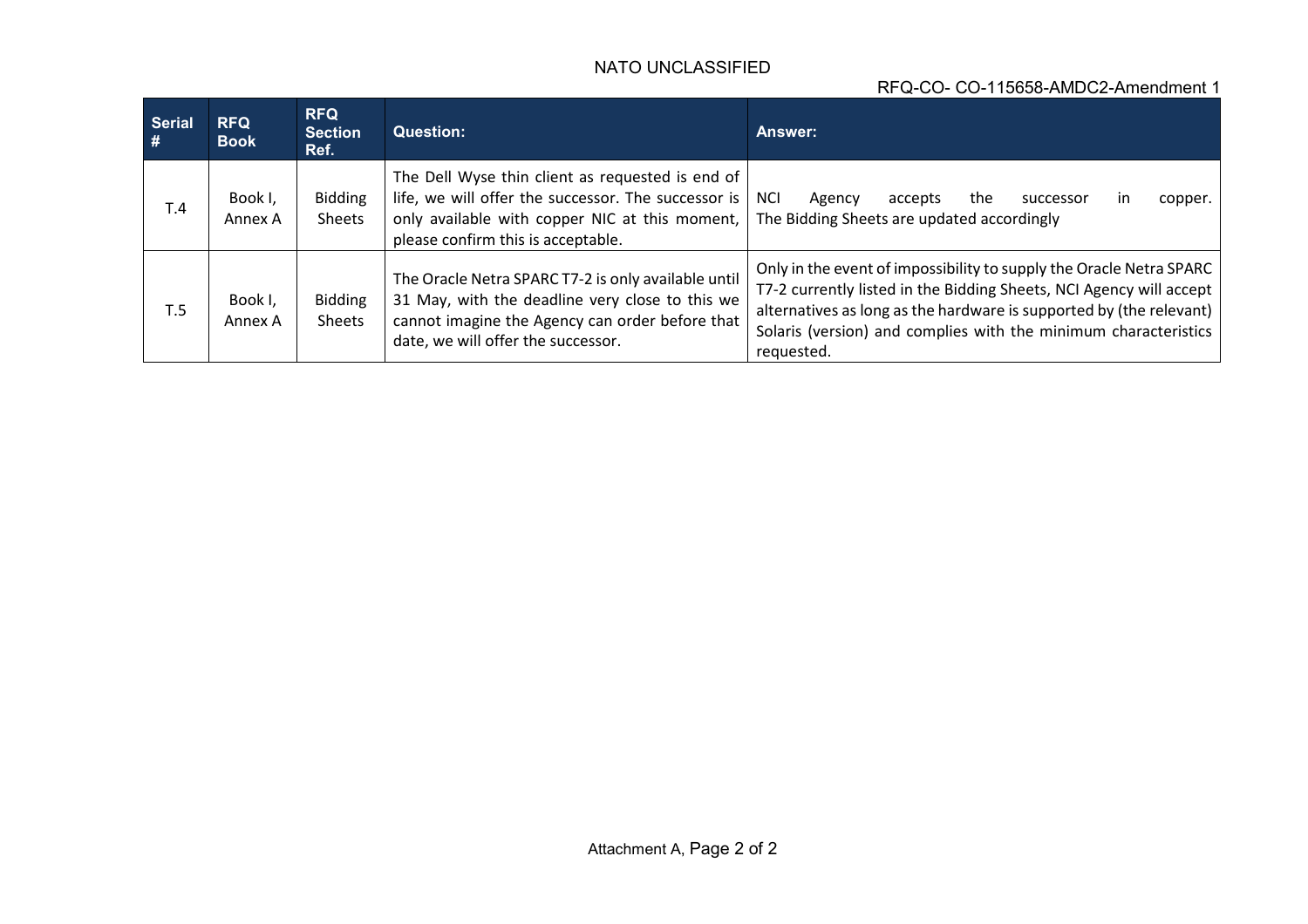| Serial # | RFQ Book | RFQ Section Ref. | Question: | Answer: |
|---|---|---|---|---|
| T.4 | Book I, Annex A | Bidding Sheets | The Dell Wyse thin client as requested is end of life, we will offer the successor. The successor is only available with copper NIC at this moment, please confirm this is acceptable. | NCI Agency accepts the successor in copper. The Bidding Sheets are updated accordingly |
| T.5 | Book I, Annex A | Bidding Sheets | The Oracle Netra SPARC T7-2 is only available until 31 May, with the deadline very close to this we cannot imagine the Agency can order before that date, we will offer the successor. | Only in the event of impossibility to supply the Oracle Netra SPARC T7-2 currently listed in the Bidding Sheets, NCI Agency will accept alternatives as long as the hardware is supported by (the relevant) Solaris (version) and complies with the minimum characteristics requested. |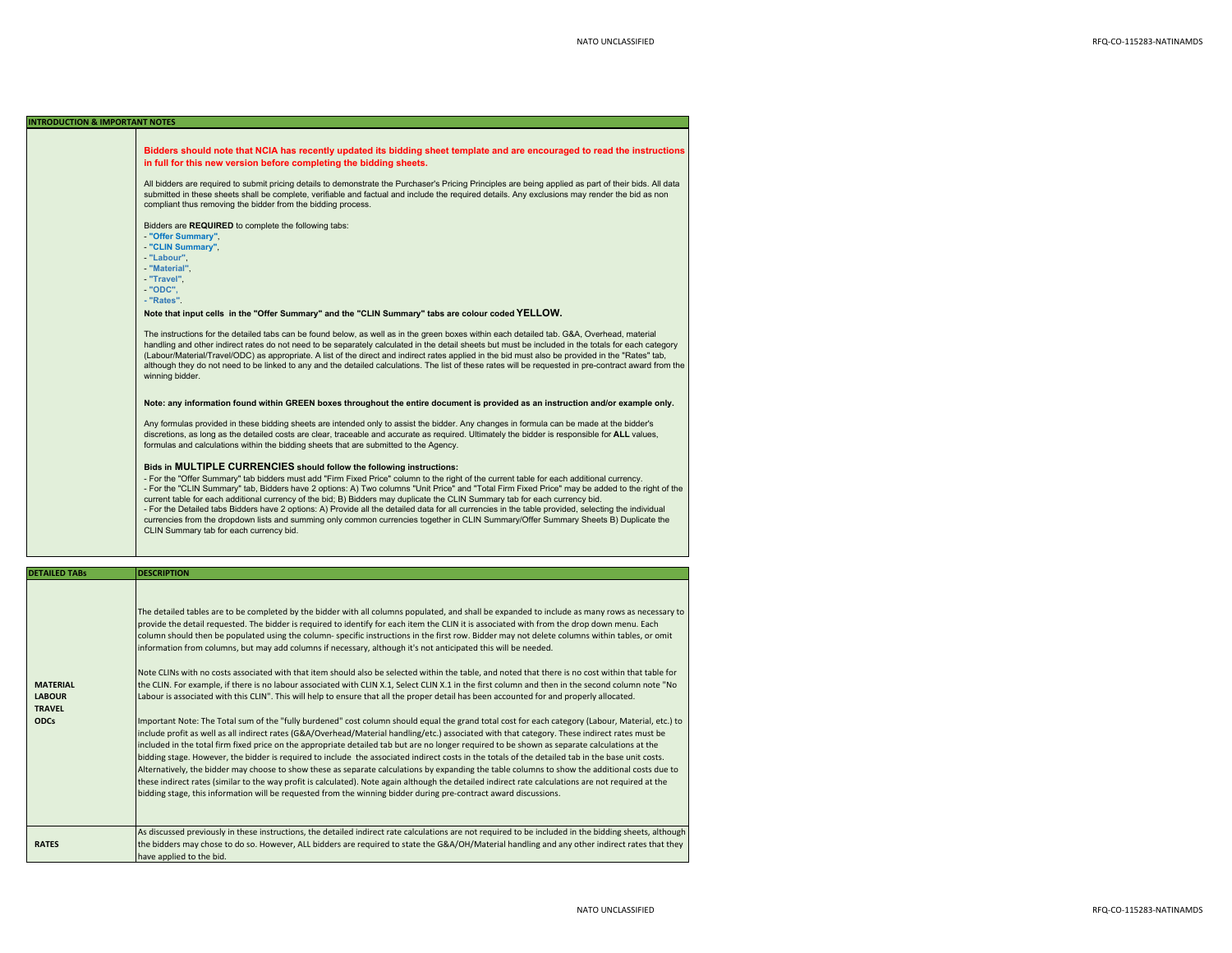## INTRODUCTION & IMPORTANT NOTES

**Bidders should note that NCIA has recently updated its bidding sheet template and are encouraged to read the instructions in full for this new version before completing the bidding sheets.**

All bidders are required to submit pricing details to demonstrate the Purchaser's Pricing Principles are being applied as part of their bids. All data submitted in these sheets shall be complete, verifiable and factual and include the required details. Any exclusions may render the bid as non compliant thus removing the bidder from the bidding process.

Bidders are **REQUIRED** to complete the following tabs:
- **"Offer Summary"**,
- **"CLIN Summary"**,
- **"Labour"**,
- **"Material"**,
- **"Travel"**,
- **"ODC"**,
- **"Rates"**.

**Note that input cells in the "Offer Summary" and the "CLIN Summary" tabs are colour coded YELLOW.**

The instructions for the detailed tabs can be found below, as well as in the green boxes within each detailed tab. G&A, Overhead, material handling and other indirect rates do not need to be separately calculated in the detail sheets but must be included in the totals for each category (Labour/Material/Travel/ODC) as appropriate. A list of the direct and indirect rates applied in the bid must also be provided in the "Rates" tab, although they do not need to be linked to any and the detailed calculations. The list of these rates will be requested in pre-contract award from the winning bidder.

**Note: any information found within GREEN boxes throughout the entire document is provided as an instruction and/or example only.**

Any formulas provided in these bidding sheets are intended only to assist the bidder. Any changes in formula can be made at the bidder's discretions, as long as the detailed costs are clear, traceable and accurate as required. Ultimately the bidder is responsible for **ALL** values, formulas and calculations within the bidding sheets that are submitted to the Agency.

**Bids in MULTIPLE CURRENCIES should follow the following instructions:**
- For the "Offer Summary" tab bidders must add "Firm Fixed Price" column to the right of the current table for each additional currency.
- For the "CLIN Summary" tab, Bidders have 2 options: A) Two columns "Unit Price" and "Total Firm Fixed Price" may be added to the right of the current table for each additional currency of the bid; B) Bidders may duplicate the CLIN Summary tab for each currency bid.
- For the Detailed tabs Bidders have 2 options: A) Provide all the detailed data for all currencies in the table provided, selecting the individual currencies from the dropdown lists and summing only common currencies together in CLIN Summary/Offer Summary Sheets B) Duplicate the CLIN Summary tab for each currency bid.

| DETAILED TABs | DESCRIPTION |
|---|---|
| MATERIAL<br>LABOUR<br>TRAVEL<br>ODCs | The detailed tables are to be completed by the bidder with all columns populated, and shall be expanded to include as many rows as necessary to provide the detail requested. The bidder is required to identify for each item the CLIN it is associated with from the drop down menu. Each column should then be populated using the column- specific instructions in the first row. Bidder may not delete columns within tables, or omit information from columns, but may add columns if necessary, although it's not anticipated this will be needed.<br><br>Note CLINs with no costs associated with that item should also be selected within the table, and noted that there is no cost within that table for the CLIN. For example, if there is no labour associated with CLIN X.1, Select CLIN X.1 in the first column and then in the second column note "No Labour is associated with this CLIN". This will help to ensure that all the proper detail has been accounted for and properly allocated.<br><br>Important Note: The Total sum of the "fully burdened" cost column should equal the grand total cost for each category (Labour, Material, etc.) to include profit as well as all indirect rates (G&A/Overhead/Material handling/etc.) associated with that category. These indirect rates must be included in the total firm fixed price on the appropriate detailed tab but are no longer required to be shown as separate calculations at the bidding stage. However, the bidder is required to include the associated indirect costs in the totals of the detailed tab in the base unit costs. Alternatively, the bidder may choose to show these as separate calculations by expanding the table columns to show the additional costs due to these indirect rates (similar to the way profit is calculated). Note again although the detailed indirect rate calculations are not required at the bidding stage, this information will be requested from the winning bidder during pre-contract award discussions. |
| RATES | As discussed previously in these instructions, the detailed indirect rate calculations are not required to be included in the bidding sheets, although the bidders may chose to do so. However, ALL bidders are required to state the G&A/OH/Material handling and any other indirect rates that they have applied to the bid. |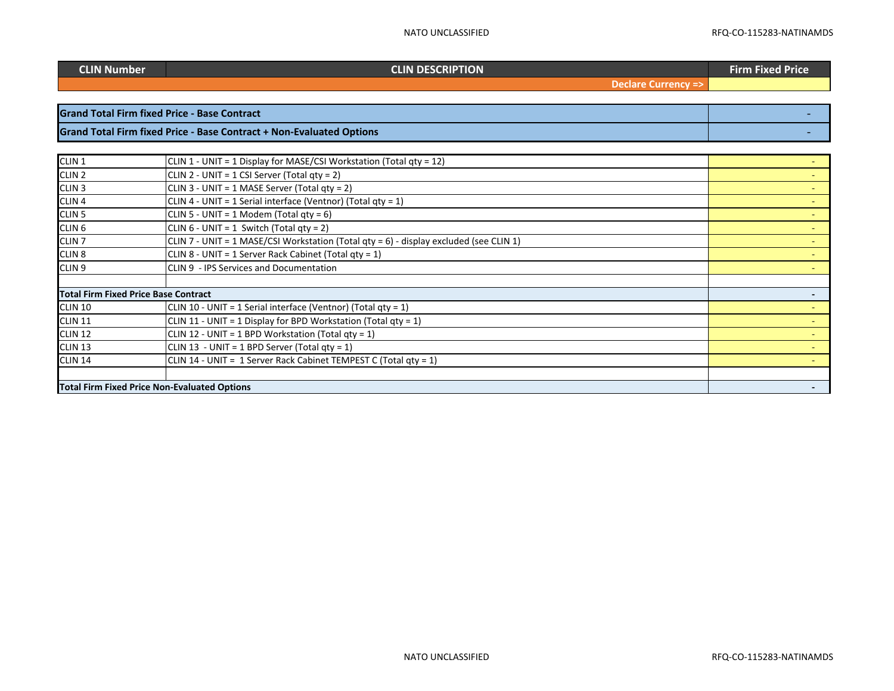| CLIN Number | CLIN DESCRIPTION | Firm Fixed Price |
|---|---|---|
| | Declare Currency => | |
| | | |
| **Grand Total Firm fixed Price - Base Contract** | | - |
| **Grand Total Firm fixed Price - Base Contract + Non-Evaluated Options** | | - |
| | | |
| CLIN 1 | CLIN 1 - UNIT = 1 Display for MASE/CSI Workstation (Total qty = 12) | - |
| CLIN 2 | CLIN 2 - UNIT = 1 CSI Server (Total qty = 2) | - |
| CLIN 3 | CLIN 3 - UNIT = 1 MASE Server (Total qty = 2) | - |
| CLIN 4 | CLIN 4 - UNIT = 1 Serial interface (Ventnor) (Total qty = 1) | - |
| CLIN 5 | CLIN 5 - UNIT = 1 Modem (Total qty = 6) | - |
| CLIN 6 | CLIN 6 - UNIT = 1 Switch (Total qty = 2) | - |
| CLIN 7 | CLIN 7 - UNIT = 1 MASE/CSI Workstation (Total qty = 6) - display excluded (see CLIN 1) | - |
| CLIN 8 | CLIN 8 - UNIT = 1 Server Rack Cabinet (Total qty = 1) | - |
| CLIN 9 | CLIN 9 - IPS Services and Documentation | - |
| | | |
| **Total Firm Fixed Price Base Contract** | | **-** |
| CLIN 10 | CLIN 10 - UNIT = 1 Serial interface (Ventnor) (Total qty = 1) | - |
| CLIN 11 | CLIN 11 - UNIT = 1 Display for BPD Workstation (Total qty = 1) | - |
| CLIN 12 | CLIN 12 - UNIT = 1 BPD Workstation (Total qty = 1) | - |
| CLIN 13 | CLIN 13 - UNIT = 1 BPD Server (Total qty = 1) | - |
| CLIN 14 | CLIN 14 - UNIT = 1 Server Rack Cabinet TEMPEST C (Total qty = 1) | - |
| | | |
| **Total Firm Fixed Price Non-Evaluated Options** | | **-** |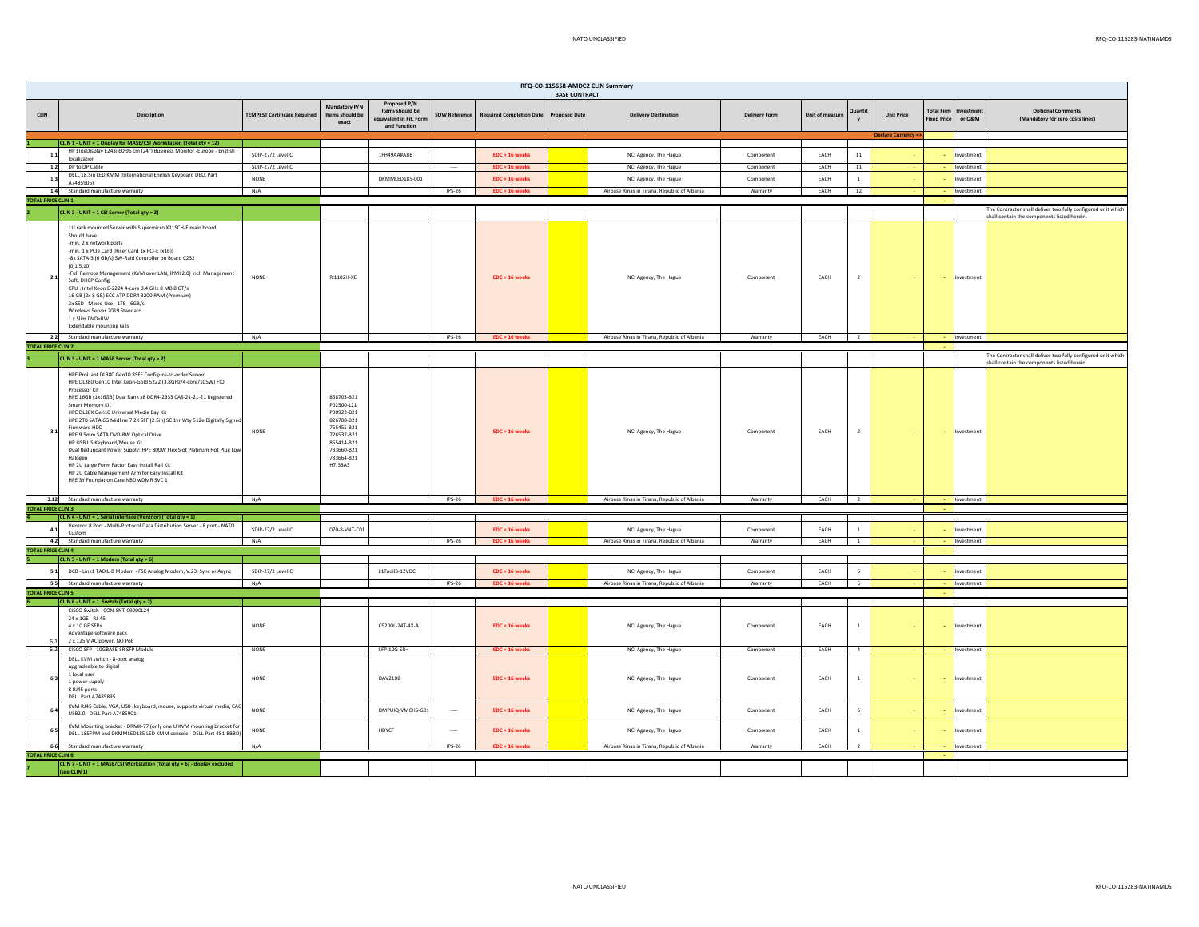**RFQ-CO-115658-AMDC2 CLIN Summary**

**BASE CONTRACT**

| CLIN | Description | TEMPEST Certificate Required | Mandatory P/N Items should be exact | Proposed P/N Items should be equivalent in Fit, Form and Function | SOW Reference | Required Completion Date | Proposed Date | Delivery Destination | Delivery Form | Unit of measure | Quantity | Unit Price | Total Firm Fixed Price | Investment or O&M | Optional Comments (Mandatory for zero costs lines) |
|---|---|---|---|---|---|---|---|---|---|---|---|---|---|---|---|
| | | | | | | | | | | | | Declare Currency => | | | |
| 1 | CLIN 1 - UNIT = 1 Display for MASE/CSI Workstation (Total qty = 12) | | | | | | | | | | | | | | |
| 1.1 | HP EliteDisplay E243i 60,96 cm (24") Business Monitor -Europe - English localization | SDIP-27/2 Level C | | 1FH49AA#ABB | | EDC + 16 weeks | | NCI Agency, The Hague | Component | EACH | 11 | - | - | Investment | |
| 1.2 | DP to DP Cable | SDIP-27/2 Level C | | | ---- | EDC + 16 weeks | | NCI Agency, The Hague | Component | EACH | 11 | - | - | Investment | |
| 1.3 | DELL 18.5in LED KMM (International English Keyboard DELL Part A7485906) | NONE | | DKMMLED185-001 | | EDC + 16 weeks | | NCI Agency, The Hague | Component | EACH | 1 | - | - | Investment | |
| 1.4 | Standard manufacture warranty | N/A | | | IPS-26 | EDC + 16 weeks | | Airbase Rinas in Tirana, Republic of Albania | Warranty | EACH | 12 | - | - | Investment | |
| TOTAL PRICE CLIN 1 | | | | | | | | | | | | | - | | |
| 2 | CLIN 2 - UNIT = 1 CSI Server (Total qty = 2) | | | | | | | | | | | | | | The Contractor shall deliver two fully configured unit which shall contain the components listed herein. |
| 2.1 | 1U rack mounted Server with Supermicro X11SCH-F main board.<br>Should have<br>-min. 2 x network ports<br>-min. 1 x PCIe Card (Riser Card 1x PCI-E (x16))<br>-8x SATA-3 (6 Gb/s) SW-Raid Controller on Board C232 (0,1,5,10)<br>-Full Remote Management (KVM over LAN, IPMI 2.0) incl. Management Soft, DHCP Config<br>CPU : Intel Xeon E-2224 4-core 3.4 GHz 8 MB 8 GT/s<br>16 GB (2x 8 GB) ECC ATP DDR4 3200 RAM (Premium)<br>2x SSD - Mixed Use - 1TB - 6GB/s<br>Windows Server 2019 Standard<br>1 x Slim DVD+RW<br>Extendable mounting rails | NONE | RI1102H-XE | | | EDC + 16 weeks | | NCI Agency, The Hague | Component | EACH | 2 | - | - | Investment | |
| 2.2 | Standard manufacture warranty | N/A | | | IPS-26 | EDC + 16 weeks | | Airbase Rinas in Tirana, Republic of Albania | Warranty | EACH | 2 | - | - | Investment | |
| TOTAL PRICE CLIN 2 | | | | | | | | | | | | | - | | |
| 3 | CLIN 3 - UNIT = 1 MASE Server (Total qty = 2) | | | | | | | | | | | | | | The Contractor shall deliver two fully configured unit which shall contain the components listed herein. |
| 3.1 | HPE ProLiant DL380 Gen10 8SFF Configure-to-order Server<br>HPE DL380 Gen10 Intel Xeon-Gold 5222 (3.8GHz/4-core/105W) FIO Processor Kit<br>HPE 16GB (1x16GB) Dual Rank x8 DDR4-2933 CAS-21-21-21 Registered Smart Memory Kit<br>HPE DL38X Gen10 Universal Media Bay Kit<br>HPE 2TB SATA 6G Midline 7.2K SFF (2.5in) SC 1yr Wty 512e Digitally Signed Firmware HDD<br>HPE 9.5mm SATA DVD-RW Optical Drive<br>HP USB US Keyboard/Mouse Kit<br>Dual Redundant Power Supply: HPE 800W Flex Slot Platinum Hot Plug Low Halogen<br>HP 2U Large Form Factor Easy Install Rail Kit<br>HP 2U Cable Management Arm for Easy Install Kit<br>HPE 3Y Foundation Care NBD wDMR SVC 1 | NONE | 868703-B21<br>P02500-L21<br>P00922-B21<br>826708-B21<br>765455-B21<br>726537-B21<br>865414-B21<br>733660-B21<br>733664-B21<br>H7J33A3 | | | EDC + 16 weeks | | NCI Agency, The Hague | Component | EACH | 2 | - | - | Investment | |
| 3.12 | Standard manufacture warranty | N/A | | | IPS-26 | EDC + 16 weeks | | Airbase Rinas in Tirana, Republic of Albania | Warranty | EACH | 2 | - | - | Investment | |
| TOTAL PRICE CLIN 3 | | | | | | | | | | | | | - | | |
| 4 | CLIN 4 - UNIT = 1 Serial interface (Ventnor) (Total qty = 1) | | | | | | | | | | | | | | |
| 4.1 | Ventnor 8 Port - Multi-Protocol Data Distribution Server - 8 port - NATO Custom | SDIP-27/2 Level C | 070-8-VNT-C01 | | | EDC + 16 weeks | | NCI Agency, The Hague | Component | EACH | 1 | - | - | Investment | |
| 4.2 | Standard manufacture warranty | N/A | | | IPS-26 | EDC + 16 weeks | | Airbase Rinas in Tirana, Republic of Albania | Warranty | EACH | 1 | - | - | Investment | |
| TOTAL PRICE CLIN 4 | | | | | | | | | | | | | - | | |
| 5 | CLIN 5 - UNIT = 1 Modem (Total qty = 6) | | | | | | | | | | | | | | |
| 5.1 | DCB - Link1 TADIL-B Modem - FSK Analog Modem, V.23, Sync or Async | SDIP-27/2 Level C | | L1TadilB-12VDC | | EDC + 16 weeks | | NCI Agency, The Hague | Component | EACH | 6 | - | - | Investment | |
| 5.5 | Standard manufacture warranty | N/A | | | IPS-26 | EDC + 16 weeks | | Airbase Rinas in Tirana, Republic of Albania | Warranty | EACH | 6 | - | - | Investment | |
| TOTAL PRICE CLIN 5 | | | | | | | | | | | | | - | | |
| 6 | CLIN 6 - UNIT = 1 Switch (Total qty = 2) | | | | | | | | | | | | | | |
| 6.1 | CISCO Switch - CON-SNT-C9200L24<br>24 x 1GE - RJ-45<br>4 x 10 GE SFP+<br>Advantage software pack<br>2 x 125 V AC power, NO PoE | NONE | | C9200L-24T-4X-A | | EDC + 16 weeks | | NCI Agency, The Hague | Component | EACH | 1 | - | - | Investment | |
| 6.2 | CISCO SFP - 10GBASE-SR SFP Module | NONE | | SFP-10G-SR= | ---- | EDC + 16 weeks | | NCI Agency, The Hague | Component | EACH | 4 | - | - | Investment | |
| 6.3 | DELL KVM switch - 8-port analog<br>upgradeable to digital<br>1 local user<br>1 power supply<br>8 RJ45 ports<br>DELL Part A7485895 | NONE | | DAV2108 | | EDC + 16 weeks | | NCI Agency, The Hague | Component | EACH | 1 | - | - | Investment | |
| 6.4 | KVM RJ45 Cable, VGA, USB (keyboard, mouse, supports virtual media, CAC USB2.0 - DELL Part A7485901) | NONE | | DMPUIQ-VMCHS-G01 | ---- | EDC + 16 weeks | | NCI Agency, The Hague | Component | EACH | 6 | - | - | Investment | |
| 6.5 | KVM Mounting bracket - DRMK-77 (only one U KVM mounting bracket for DELL 185FPM and DKMMLED185 LED KMM console - DELL Part 481-BBBD) | NONE | | HDYCF | ---- | EDC + 16 weeks | | NCI Agency, The Hague | Component | EACH | 1 | - | - | Investment | |
| 6.6 | Standard manufacture warranty | N/A | | | IPS-26 | EDC + 16 weeks | | Airbase Rinas in Tirana, Republic of Albania | Warranty | EACH | 2 | - | - | Investment | |
| TOTAL PRICE CLIN 6 | | | | | | | | | | | | | - | | |
| 7 | CLIN 7 - UNIT = 1 MASE/CSI Workstation (Total qty = 6) - display excluded (see CLIN 1) | | | | | | | | | | | | | | |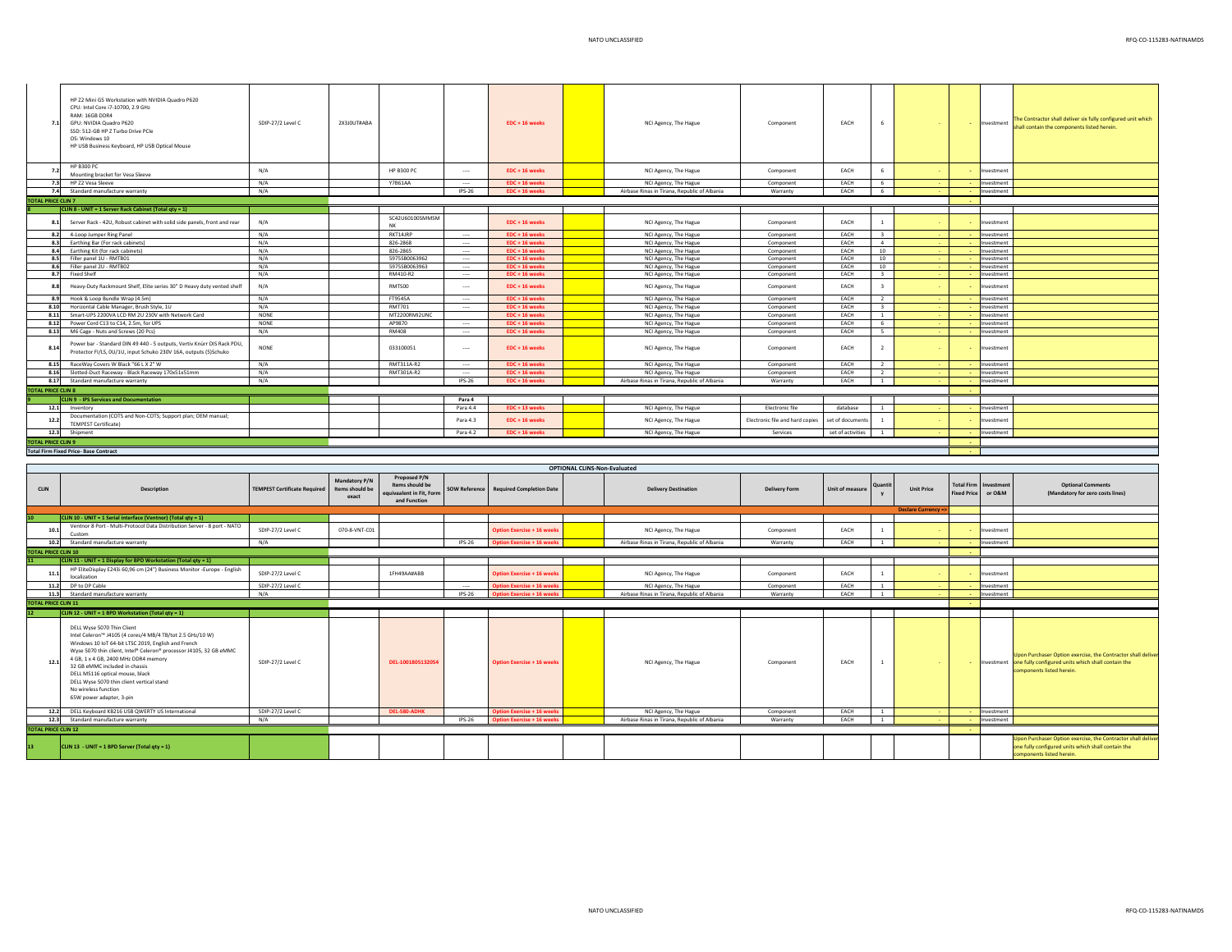| | | | | | | | | | | | | | | | | |
|---|---|---|---|---|---|---|---|---|---|---|---|---|---|---|---|---|
| 7.1 | HP Z2 Mini G5 Workstation with NVIDIA Quadro P620 CPU: Intel Core i7-10700, 2.9 GHz RAM: 16GB DDR4 GPU: NVIDIA Quadro P620 SSD: 512-GB HP Z Turbo Drive PCIe OS: Windows 10 HP USB Business Keyboard, HP USB Optical Mouse | SDIP-27/2 Level C | 2X3J0UT#ABA | | | EDC + 16 weeks | | NCI Agency, The Hague | Component | EACH | 6 | - | - | Investment | The Contractor shall deliver six fully configured unit which shall contain the components listed herein. |
| 7.2 | HP B300 PC Mounting bracket for Vesa Sleeve | N/A | | HP B300 PC | ---- | EDC + 16 weeks | | NCI Agency, The Hague | Component | EACH | 6 | | - | Investment | |
| 7.3 | HP Z2 Vesa Sleeve | N/A | | Y7B61AA | ---- | EDC + 16 weeks | | NCI Agency, The Hague | Component | EACH | 6 | - | - | Investment | |
| 7.4 | Standard manufacture warranty | N/A | | | IPS-26 | EDC + 16 weeks | | Airbase Rinas in Tirana, Republic of Albania | Warranty | EACH | 6 | - | - | Investment | |
| TOTAL PRICE CLIN 7 | | | | | | | | | | | | | - | | |
| 8 | CLIN 8 - UNIT = 1 Server Rack Cabinet (Total qty = 1) | | | | | | | | | | | | | | |
| 8.1 | Server Rack - 42U, Robust cabinet with solid side panels, front and rear | N/A | | SC42U60100SMMSMNK | | EDC + 16 weeks | | NCI Agency, The Hague | Component | EACH | 1 | - | - | Investment | |
| 8.2 | 4-Loop Jumper Ring Panel | N/A | | RKT14JRP | ---- | EDC + 16 weeks | | NCI Agency, The Hague | Component | EACH | 3 | - | - | Investment | |
| 8.3 | Earthing Bar (For rack cabinets) | N/A | | 826-2868 | ---- | EDC + 16 weeks | | NCI Agency, The Hague | Component | EACH | 4 | - | - | Investment | |
| 8.4 | Earthing Kit (for rack cabinets) | N/A | | 826-2865 | ---- | EDC + 16 weeks | | NCI Agency, The Hague | Component | EACH | 10 | - | - | Investment | |
| 8.5 | Filler panel 1U - RMTB01 | N/A | | 5975SB0063962 | ---- | EDC + 16 weeks | | NCI Agency, The Hague | Component | EACH | 10 | - | - | Investment | |
| 8.6 | Filler panel 2U - RMTB02 | N/A | | 5975SB0063963 | ---- | EDC + 16 weeks | | NCI Agency, The Hague | Component | EACH | 10 | - | - | Investment | |
| 8.7 | Fixed Shelf | N/A | | RM410-R2 | ---- | EDC + 16 weeks | | NCI Agency, The Hague | Component | EACH | 3 | - | - | Investment | |
| 8.8 | Heavy-Duty Rackmount Shelf, Elite series 30" D Heavy duty vented shelf | N/A | | RMTS00 | ---- | EDC + 16 weeks | | NCI Agency, The Hague | Component | EACH | 3 | - | - | Investment | |
| 8.9 | Hook & Loop Bundle Wrap (4.5m) | N/A | | FT9545A | ---- | EDC + 16 weeks | | NCI Agency, The Hague | Component | EACH | 2 | - | - | Investment | |
| 8.10 | Horizontal Cable Manager, Brush Style, 1U | N/A | | RMT701 | ---- | EDC + 16 weeks | | NCI Agency, The Hague | Component | EACH | 3 | - | - | Investment | |
| 8.11 | Smart-UPS 2200VA LCD RM 2U 230V with Network Card | NONE | | MT2200RMI2UNC | | EDC + 16 weeks | | NCI Agency, The Hague | Component | EACH | 1 | - | - | Investment | |
| 8.12 | Power Cord C13 to C14, 2.5m, for UPS | NONE | | AP9870 | ---- | EDC + 16 weeks | | NCI Agency, The Hague | Component | EACH | 6 | - | - | Investment | |
| 8.13 | M6 Cage - Nuts and Screws (20 Pcs) | N/A | | RM408 | ---- | EDC + 16 weeks | | NCI Agency, The Hague | Component | EACH | 5 | - | - | Investment | |
| 8.14 | Power bar - Standard DIN 49 440 - 5 outputs, Vertiv Knürr DIS Rack PDU, Protector FI/LS, 0U/1U, input Schuko 230V 16A, outputs (5)Schuko | NONE | | 033100051 | ---- | EDC + 16 weeks | | NCI Agency, The Hague | Component | EACH | 2 | - | - | Investment | |
| 8.15 | RaceWay Covers W Black "66 L X 2" W | N/A | | RMT311A-R2 | ---- | EDC + 16 weeks | | NCI Agency, The Hague | Component | EACH | 2 | - | - | Investment | |
| 8.16 | Slotted-Duct Raceway - Black Raceway 170x51x51mm | N/A | | RMT301A-R2 | ---- | EDC + 16 weeks | | NCI Agency, The Hague | Component | EACH | 2 | - | - | Investment | |
| 8.17 | Standard manufacture warranty | N/A | | | IPS-26 | EDC + 16 weeks | | Airbase Rinas in Tirana, Republic of Albania | Warranty | EACH | 1 | - | - | Investment | |
| TOTAL PRICE CLIN 8 | | | | | | | | | | | | | - | | |
| 9 | CLIN 9 - IPS Services and Documentation | | | | Para 4 | | | | | | | | | | |
| 12.1 | Inventory | | | | Para 4.4 | EDC + 13 weeks | | NCI Agency, The Hague | Electronic file | database | 1 | - | - | Investment | |
| 12.2 | Documentation (COTS and Non-COTS; Support plan; OEM manual; TEMPEST Certificate) | | | | Para 4.3 | EDC + 16 weeks | | NCI Agency, The Hague | Electronic file and hard copies | set of documents | 1 | - | - | Investment | |
| 12.3 | Shipment | | | | Para 4.2 | EDC + 16 weeks | | NCI Agency, The Hague | Services | set of activities | 1 | - | - | Investment | |
| TOTAL PRICE CLIN 9 | | | | | | | | | | | | | - | | |
| Total Firm Fixed Price- Base Contract | | | | | | | | | | | | | - | | |

**OPTIONAL CLINS-Non-Evaluated**

| CLIN | Description | TEMPEST Certificate Required | Mandatory P/N Items should be exact | Proposed P/N Items should be equivaalent in Fit, Form and Function | SOW Reference | Required Completion Date | | Delivery Destination | Delivery Form | Unit of measure | Quantity | Unit Price | Total Firm Fixed Price | Investment or O&M | Optional Comments (Mandatory for zero costs lines) |
|---|---|---|---|---|---|---|---|---|---|---|---|---|---|---|---|
| | | | | | | | | | | | | Declare Currency => | | | |
| 10 | CLIN 10 - UNIT = 1 Serial interface (Ventnor) (Total qty = 1) | | | | | | | | | | | | | | |
| 10.1 | Ventnor 8 Port - Multi-Protocol Data Distribution Server - 8 port - NATO Custom | SDIP-27/2 Level C | 070-8-VNT-C01 | | | Option Exercise + 16 weeks | | NCI Agency, The Hague | Component | EACH | 1 | - | - | Investment | |
| 10.2 | Standard manufacture warranty | N/A | | | IPS-26 | Option Exercise + 16 weeks | | Airbase Rinas in Tirana, Republic of Albania | Warranty | EACH | 1 | - | - | Investment | |
| TOTAL PRICE CLIN 10 | | | | | | | | | | | | | - | | |
| 11 | CLIN 11 - UNIT = 1 Display for BPD Workstation (Total qty = 1) | | | | | | | | | | | | | | |
| 11.1 | HP EliteDisplay E243i 60,96 cm (24") Business Monitor -Europe - English localization | SDIP-27/2 Level C | | 1FH49AA#ABB | | Option Exercise + 16 weeks | | NCI Agency, The Hague | Component | EACH | 1 | - | - | Investment | |
| 11.2 | DP to DP Cable | SDIP-27/2 Level C | | | ---- | Option Exercise + 16 weeks | | NCI Agency, The Hague | Component | EACH | 1 | - | - | Investment | |
| 11.3 | Standard manufacture warranty | N/A | | | IPS-26 | Option Exercise + 16 weeks | | Airbase Rinas in Tirana, Republic of Albania | Warranty | EACH | 1 | - | - | Investment | |
| TOTAL PRICE CLIN 11 | | | | | | | | | | | | | - | | |
| 12 | CLIN 12 - UNIT = 1 BPD Workstation (Total qty = 1) | | | | | | | | | | | | | | |
| 12.1 | DELL Wyse 5070 Thin Client Intel Celeron™ J4105 (4 cores/4 MB/4 TB/tot 2.5 GHz/10 W) Windows 10 IoT 64-bit LTSC 2019, English and French Wyse 5070 thin client, Intel® Celeron® processor J4105, 32 GB eMMC 4 GB, 1 x 4 GB, 2400 MHz DDR4 memory 32 GB eMMC included in chassis DELL MS116 optical mouse, black DELL Wyse 5070 thin client vertical stand No wireless function 65W power adapter, 3-pin | SDIP-27/2 Level C | | DEL-1001805132054 | | Option Exercise + 16 weeks | | NCI Agency, The Hague | Component | EACH | 1 | - | - | Investment | Upon Purchaser Option exercise, the Contractor shall deliver one fully configured units which shall contain the components listed herein. |
| 12.2 | DELL Keyboard KB216 USB QWERTY US International | SDIP-27/2 Level C | | DEL-580-ADHK | | Option Exercise + 16 weeks | | NCI Agency, The Hague | Component | EACH | 1 | - | - | Investment | |
| 12.3 | Standard manufacture warranty | N/A | | | IPS-26 | Option Exercise + 16 weeks | | Airbase Rinas in Tirana, Republic of Albania | Warranty | EACH | 1 | - | - | Investment | |
| TOTAL PRICE CLIN 12 | | | | | | | | | | | | | - | | |
| 13 | CLIN 13 - UNIT = 1 BPD Server (Total qty = 1) | | | | | | | | | | | | | | Upon Purchaser Option exercise, the Contractor shall deliver one fully configured units which shall contain the components listed herein. |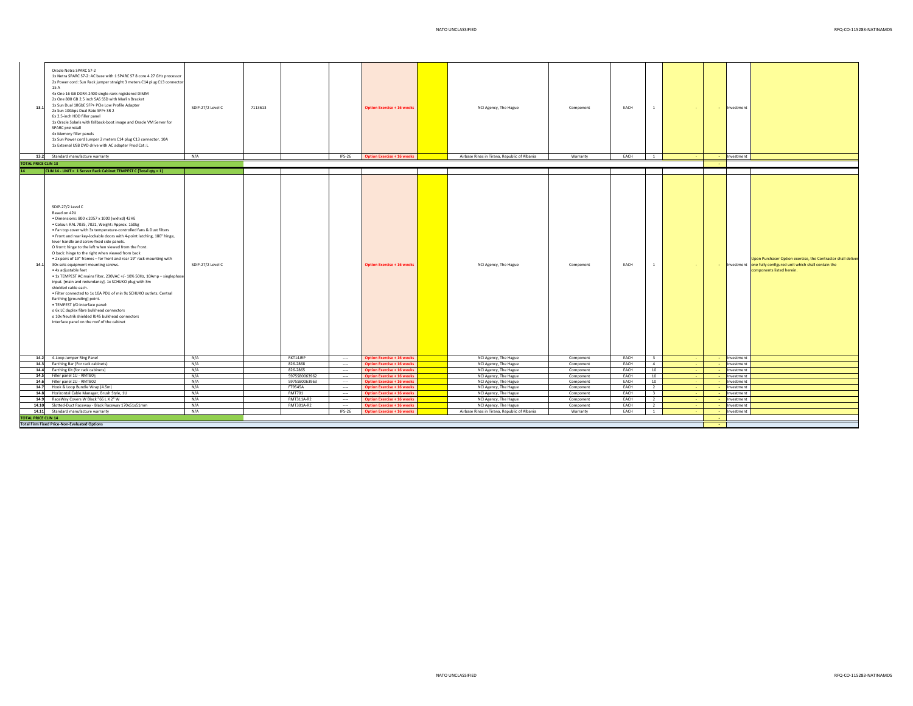| | | | | | | | | | | | | | | | |
|---|---|---|---|---|---|---|---|---|---|---|---|---|---|---|---|
| 13.1 | Oracle Netra SPARC S7-2<br>1x Netra SPARC S7-2: AC base with 1 SPARC S7 8 core 4.27 GHz processor<br>2x Power cord: Sun Rack jumper straight 3 meters C14 plug C13 connector 15 A<br>4x One 16 GB DDR4-2400 single-rank registered DIMM<br>2x One 800 GB 2.5 inch SAS SSD with Marlin Bracket<br>1x Sun Dual 10GbE SFP+ PCIe Low Profile Adapter<br>2x Sun 10Gbps Dual Rate SFP+ SR 2<br>6x 2.5-inch HDD filler panel<br>1x Oracle Solaris with fallback-boot image and Oracle VM Server for SPARC preinstall<br>4x Memory filler panels<br>1x Sun Power cord Jumper 2 meters C14 plug C13 connector, 10A<br>1x External USB DVD drive with AC adapter Prod Cat: L | SDIP-27/2 Level C | 7113613 | | | Option Exercise + 16 weeks | | NCI Agency, The Hague | Component | EACH | 1 | - | - | Investment | |
| 13.2 | Standard manufacture warranty | N/A | | | IPS-26 | Option Exercise + 16 weeks | | Airbase Rinas in Tirana, Republic of Albania | Warranty | EACH | 1 | - | - | Investment | |
| **TOTAL PRICE CLIN 13** | | | | | | | | | | | | | - | | |
| **14** | **CLIN 14 - UNIT = 1 Server Rack Cabinet TEMPEST C (Total qty = 1)** | | | | | | | | | | | | | | |
| 14.1 | SDIP-27/2 Level C<br>Based on 42U<br>• Dimensions: 800 x 2057 x 1000 (wxhxd) 42HE<br>• Colour: RAL 7035, 7021, Weight: Approx. 150kg<br>• Fan top cover with 3x temperature-controlled fans & Dust filters<br>• Front and rear key-lockable doors with 4-point latching, 180° hinge, lever handle and screw-fixed side panels.<br>O front: hinge to the left when viewed from the front.<br>O back: hinge to the right when viewed from back<br>• 2x pairs of 19" frames – for front and rear 19" rack-mounting with 30x sets equipment mounting screws.<br>• 4x adjustable feet<br>• 1x TEMPEST AC mains filter, 230VAC +/- 10% 50Hz, 10Amp – singlephase input. [main and redundancy]. 1x SCHUKO plug with 3m shielded cable each.<br>• Filter connected to 1x 10A PDU of min 9x SCHUKO outlets; Central Earthing [grounding] point.<br>• TEMPEST I/O interface panel:<br>o 6x LC duplex fibre bulkhead connectors<br>o 10x Neutrik shielded RJ45 bulkhead connectors<br>Interface panel on the roof of the cabinet | SDIP-27/2 Level C | | | | Option Exercise + 16 weeks | | NCI Agency, The Hague | Component | EACH | 1 | - | - | Investment | Upon Purchaser Option exercise, the Contractor shall deliver one fully configured unit which shall contain the components listed herein. |
| 14.2 | 4-Loop Jumper Ring Panel | N/A | | RKT14JRP | ---- | Option Exercise + 16 weeks | | NCI Agency, The Hague | Component | EACH | 3 | - | - | Investment | |
| 14.3 | Earthing Bar (For rack cabinets) | N/A | | 826-2868 | ---- | Option Exercise + 16 weeks | | NCI Agency, The Hague | Component | EACH | 4 | - | - | Investment | |
| 14.4 | Earthing Kit (for rack cabinets) | N/A | | 826-2865 | ---- | Option Exercise + 16 weeks | | NCI Agency, The Hague | Component | EACH | 10 | - | - | Investment | |
| 14.5 | Filler panel 1U - RMTB01 | N/A | | 5975SB0063962 | ---- | Option Exercise + 16 weeks | | NCI Agency, The Hague | Component | EACH | 10 | - | - | Investment | |
| 14.6 | Filler panel 2U - RMTB02 | N/A | | 5975SB0063963 | ---- | Option Exercise + 16 weeks | | NCI Agency, The Hague | Component | EACH | 10 | - | - | Investment | |
| 14.7 | Hook & Loop Bundle Wrap (4.5m) | N/A | | FT9545A | ---- | Option Exercise + 16 weeks | | NCI Agency, The Hague | Component | EACH | 2 | - | - | Investment | |
| 14.8 | Horizontal Cable Manager, Brush Style, 1U | N/A | | RMT701 | ---- | Option Exercise + 16 weeks | | NCI Agency, The Hague | Component | EACH | 3 | - | - | Investment | |
| 14.9 | RaceWay Covers W Black "66 L X 2" W | N/A | | RMT311A-R2 | ---- | Option Exercise + 16 weeks | | NCI Agency, The Hague | Component | EACH | 2 | - | - | Investment | |
| 14.10 | Slotted-Duct Raceway - Black Raceway 170x51x51mm | N/A | | RMT301A-R2 | ---- | Option Exercise + 16 weeks | | NCI Agency, The Hague | Component | EACH | 2 | - | - | Investment | |
| 14.11 | Standard manufacture warranty | N/A | | | IPS-26 | Option Exercise + 16 weeks | | Airbase Rinas in Tirana, Republic of Albania | Warranty | EACH | 1 | - | - | Investment | |
| **TOTAL PRICE CLIN 14** | | | | | | | | | | | | | - | | |
| **Total Firm Fixed Price-Non-Evaluated Options** | | | | | | | | | | | | | - | | |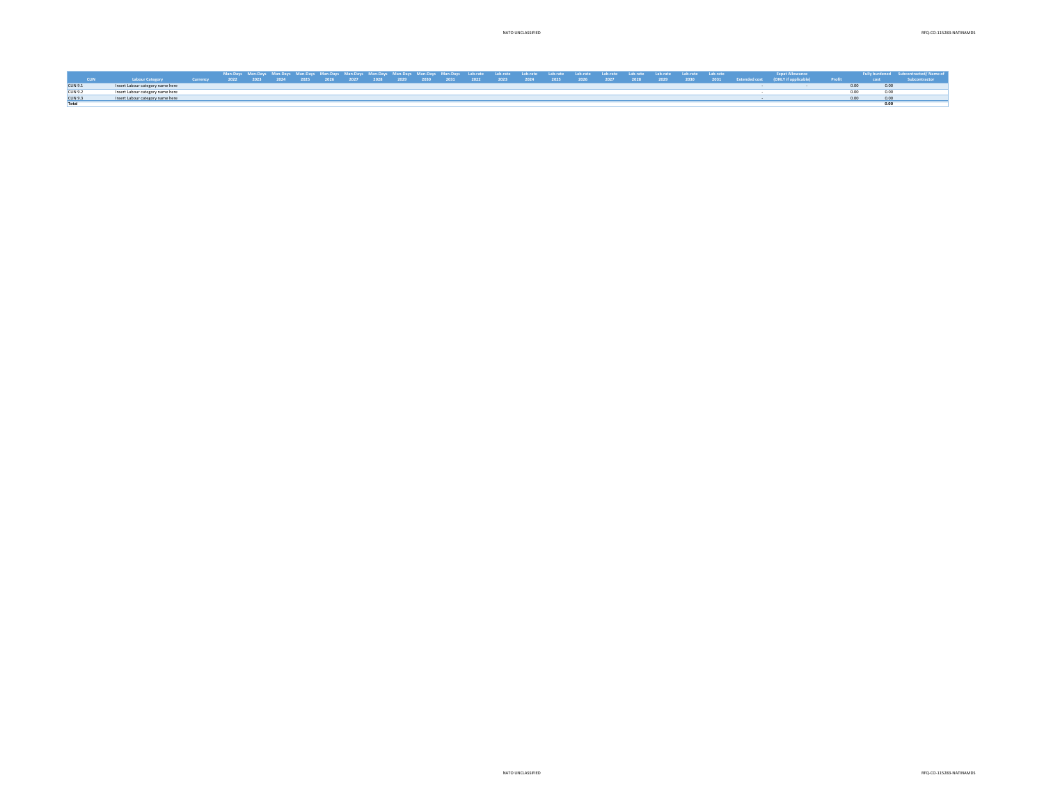| CLIN | Labour Category | Currency | Man-Days 2022 | Man-Days 2023 | Man-Days 2024 | Man-Days 2025 | Man-Days 2026 | Man-Days 2027 | Man-Days 2028 | Man-Days 2029 | Man-Days 2030 | Man-Days 2031 | Lab-rate 2022 | Lab-rate 2023 | Lab-rate 2024 | Lab-rate 2025 | Lab-rate 2026 | Lab-rate 2027 | Lab-rate 2028 | Lab-rate 2029 | Lab-rate 2030 | Lab-rate 2031 | Extended cost | Expat Allowance (ONLY if applicable) | Profit | Fully burdened cost | Subcontracted/ Name of Subcontractor |
|---|---|---|---|---|---|---|---|---|---|---|---|---|---|---|---|---|---|---|---|---|---|---|---|---|---|---|---|
| CLIN 9.1 | Insert Labour category name here | | | | | | | | | | | | | | | | | | | | | | - | - | 0.00 | 0.00 | |
| CLIN 9.2 | Insert Labour category name here | | | | | | | | | | | | | | | | | | | | | | - | | 0.00 | 0.00 | |
| CLIN 9.3 | Insert Labour category name here | | | | | | | | | | | | | | | | | | | | | | - | | 0.00 | 0.00 | |
| **Total** | | | | | | | | | | | | | | | | | | | | | | | | | | **0.00** | |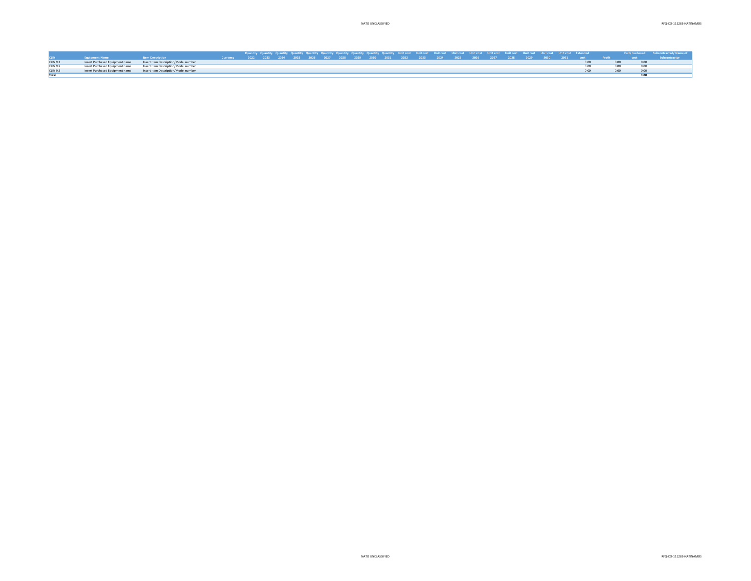| CLIN | Equipment Name | Item Description | Currency | Quantity 2022 | Quantity 2023 | Quantity 2024 | Quantity 2025 | Quantity 2026 | Quantity 2027 | Quantity 2028 | Quantity 2029 | Quantity 2030 | Quantity 2031 | Unit cost 2022 | Unit cost 2023 | Unit cost 2024 | Unit cost 2025 | Unit cost 2026 | Unit cost 2027 | Unit cost 2028 | Unit cost 2029 | Unit cost 2030 | Unit cost 2031 | Extended cost | Profit | Fully burdened cost | Subcontracted/ Name of Subcontractor |
|---|---|---|---|---|---|---|---|---|---|---|---|---|---|---|---|---|---|---|---|---|---|---|---|---|---|---|---|
| CLIN 9.1 | Insert Purchased Equipment name | Insert Item Description/Model number | | | | | | | | | | | | | | | | | | | | | | 0.00 | 0.00 | 0.00 | |
| CLIN 9.2 | Insert Purchased Equipment name | Insert Item Description/Model number | | | | | | | | | | | | | | | | | | | | | | 0.00 | 0.00 | 0.00 | |
| CLIN 9.3 | Insert Purchased Equipment name | Insert Item Description/Model number | | | | | | | | | | | | | | | | | | | | | | 0.00 | 0.00 | 0.00 | |
| **Total** | | | | | | | | | | | | | | | | | | | | | | | | | | **0.00** | |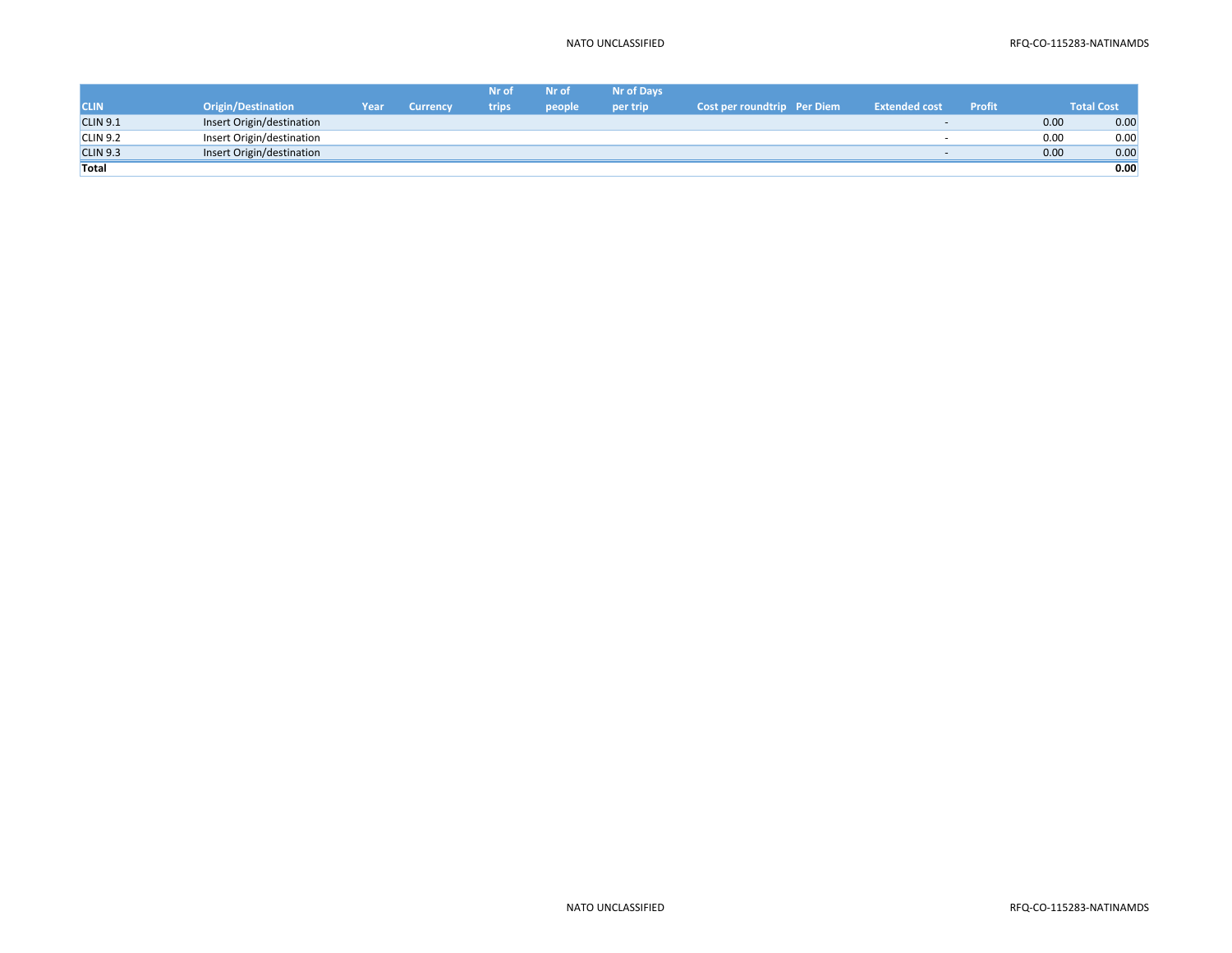| CLIN | Origin/Destination | Year | Currency | Nr of trips | Nr of people | Nr of Days per trip | Cost per roundtrip | Per Diem | Extended cost | Profit | Total Cost |
|---|---|---|---|---|---|---|---|---|---|---|---|
| CLIN 9.1 | Insert Origin/destination | | | | | | | | - | 0.00 | 0.00 |
| CLIN 9.2 | Insert Origin/destination | | | | | | | | - | 0.00 | 0.00 |
| CLIN 9.3 | Insert Origin/destination | | | | | | | | - | 0.00 | 0.00 |
| **Total** | | | | | | | | | | | **0.00** |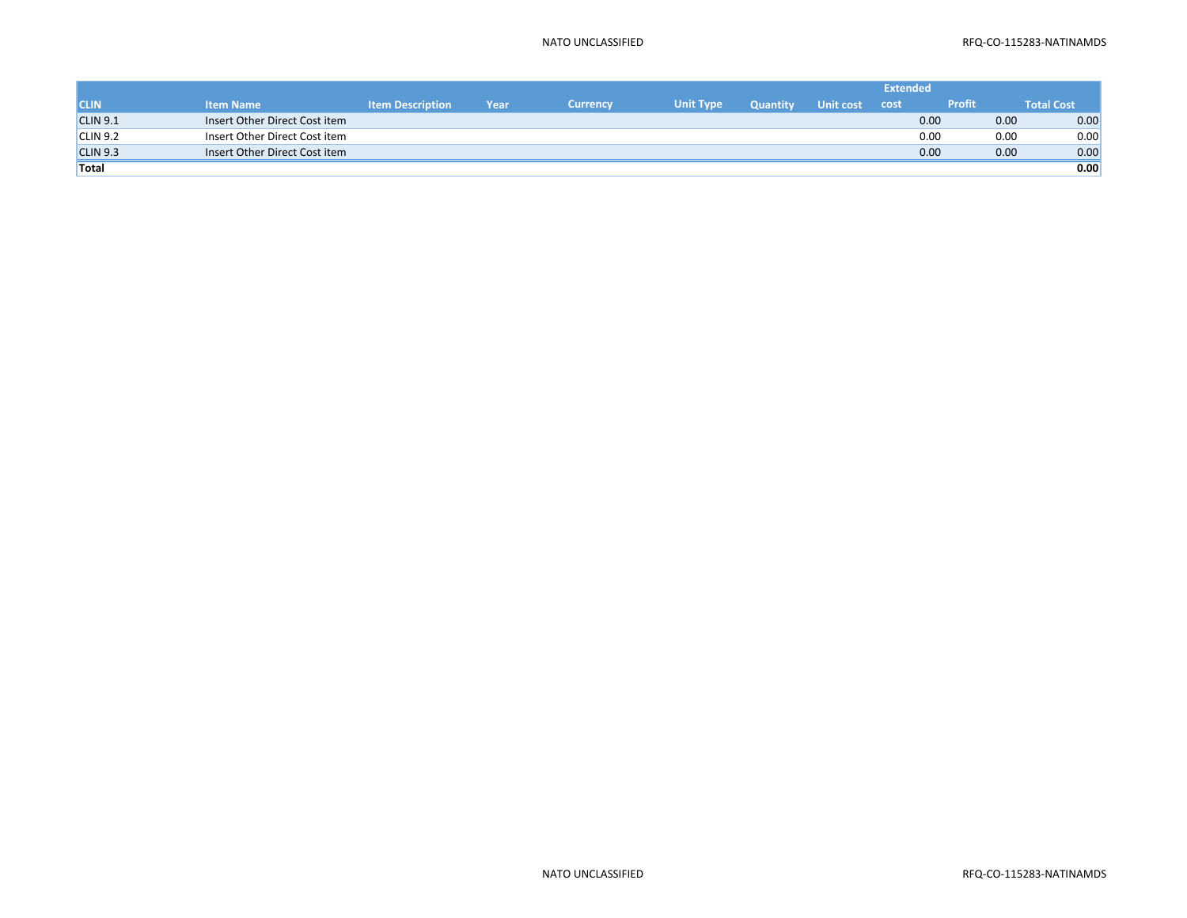| CLIN | Item Name | Item Description | Year | Currency | Unit Type | Quantity | Unit cost | Extended cost | Profit | Total Cost |
|---|---|---|---|---|---|---|---|---|---|---|
| CLIN 9.1 | Insert Other Direct Cost item | | | | | | | 0.00 | 0.00 | 0.00 |
| CLIN 9.2 | Insert Other Direct Cost item | | | | | | | 0.00 | 0.00 | 0.00 |
| CLIN 9.3 | Insert Other Direct Cost item | | | | | | | 0.00 | 0.00 | 0.00 |
| **Total** | | | | | | | | | | **0.00** |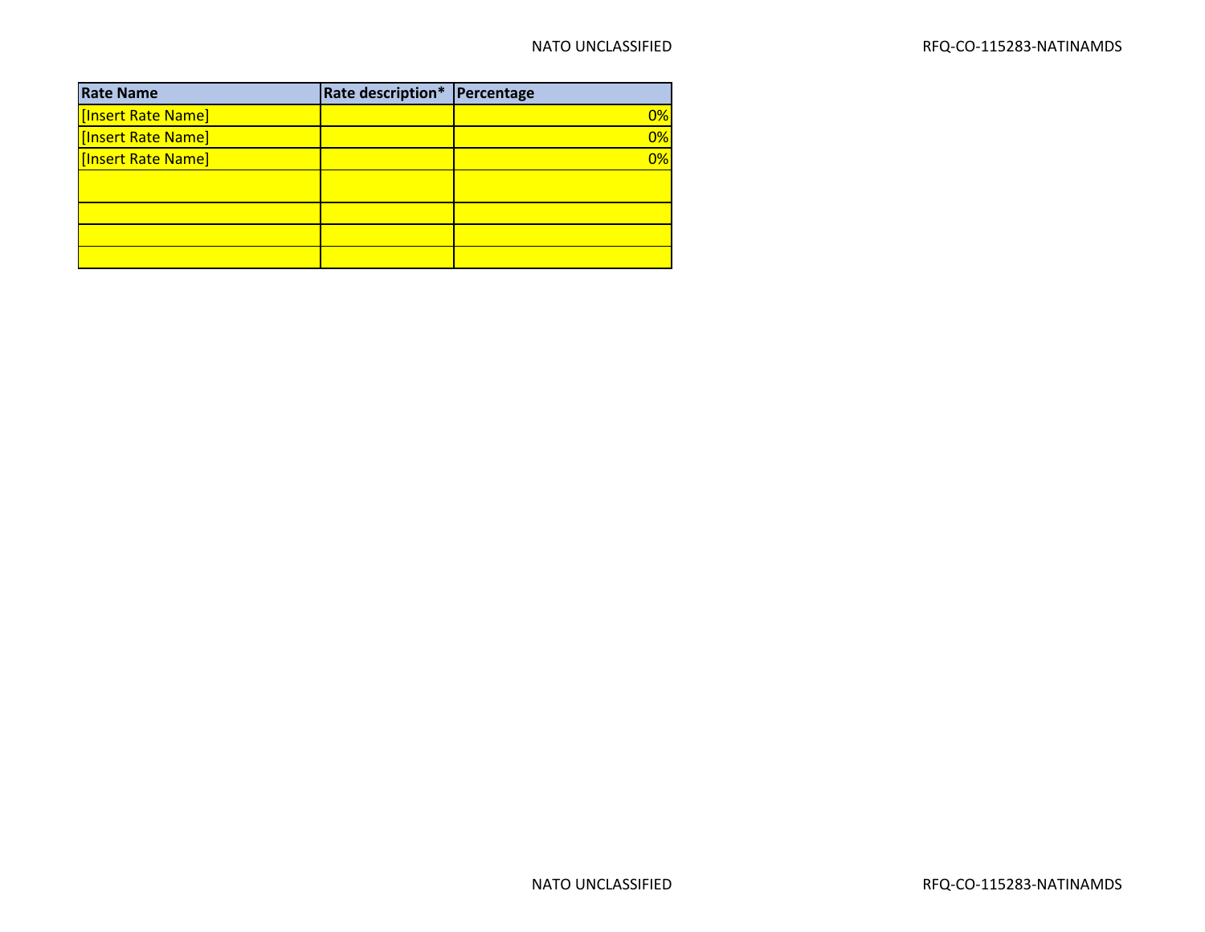| Rate Name | Rate description* | Percentage |
| --- | --- | --- |
| [Insert Rate Name] | | 0% |
| [Insert Rate Name] | | 0% |
| [Insert Rate Name] | | 0% |
| | | |
| | | |
| | | |
| | | |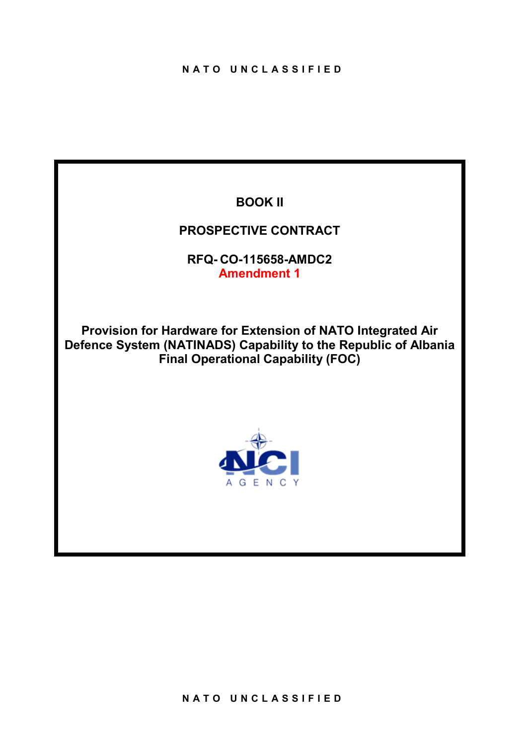# BOOK II

# PROSPECTIVE CONTRACT

**RFQ- CO-115658-AMDC2**
**Amendment 1**

**Provision for Hardware for Extension of NATO Integrated Air Defence System (NATINADS) Capability to the Republic of Albania Final Operational Capability (FOC)**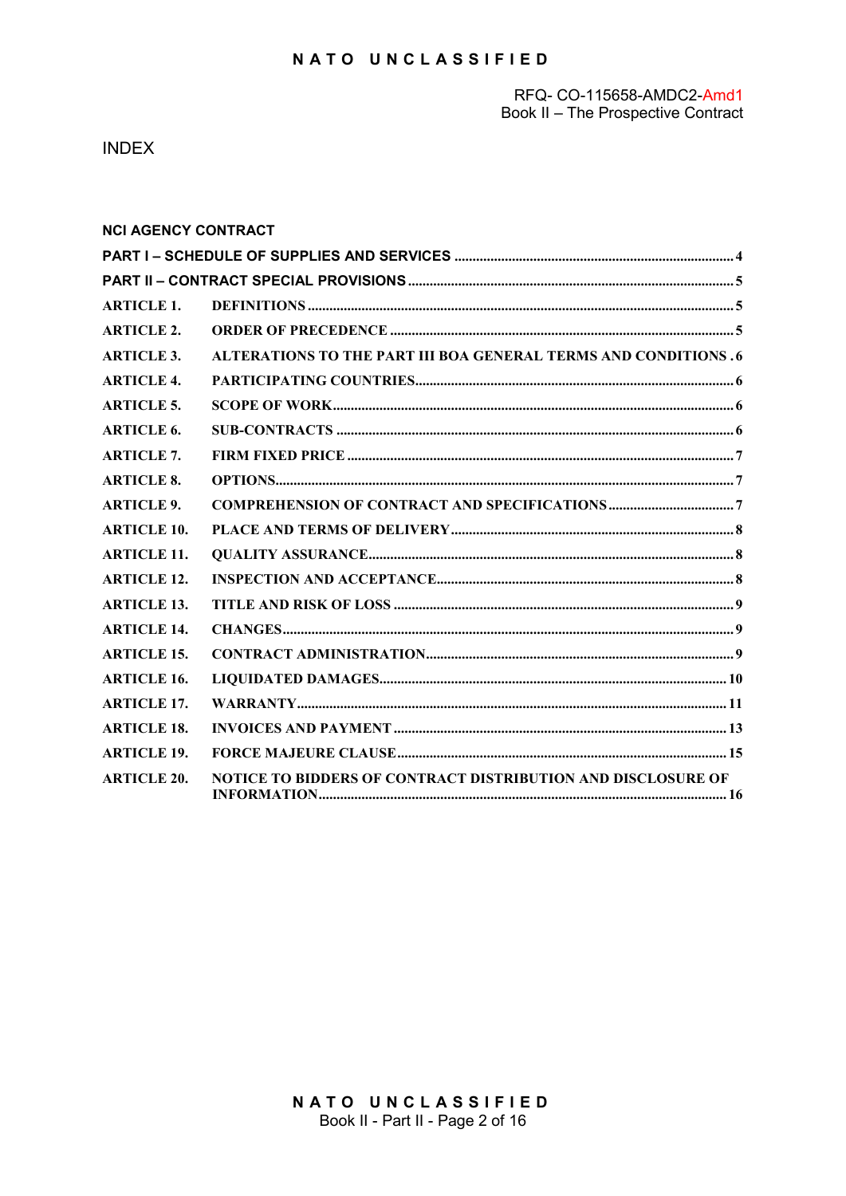# INDEX

**NCI AGENCY CONTRACT**

| | | |
|---|---|---|
| **PART I – SCHEDULE OF SUPPLIES AND SERVICES** | | 4 |
| **PART II – CONTRACT SPECIAL PROVISIONS** | | 5 |
| **ARTICLE 1.** | **DEFINITIONS** | 5 |
| **ARTICLE 2.** | **ORDER OF PRECEDENCE** | 5 |
| **ARTICLE 3.** | **ALTERATIONS TO THE PART III BOA GENERAL TERMS AND CONDITIONS** | 6 |
| **ARTICLE 4.** | **PARTICIPATING COUNTRIES** | 6 |
| **ARTICLE 5.** | **SCOPE OF WORK** | 6 |
| **ARTICLE 6.** | **SUB-CONTRACTS** | 6 |
| **ARTICLE 7.** | **FIRM FIXED PRICE** | 7 |
| **ARTICLE 8.** | **OPTIONS** | 7 |
| **ARTICLE 9.** | **COMPREHENSION OF CONTRACT AND SPECIFICATIONS** | 7 |
| **ARTICLE 10.** | **PLACE AND TERMS OF DELIVERY** | 8 |
| **ARTICLE 11.** | **QUALITY ASSURANCE** | 8 |
| **ARTICLE 12.** | **INSPECTION AND ACCEPTANCE** | 8 |
| **ARTICLE 13.** | **TITLE AND RISK OF LOSS** | 9 |
| **ARTICLE 14.** | **CHANGES** | 9 |
| **ARTICLE 15.** | **CONTRACT ADMINISTRATION** | 9 |
| **ARTICLE 16.** | **LIQUIDATED DAMAGES** | 10 |
| **ARTICLE 17.** | **WARRANTY** | 11 |
| **ARTICLE 18.** | **INVOICES AND PAYMENT** | 13 |
| **ARTICLE 19.** | **FORCE MAJEURE CLAUSE** | 15 |
| **ARTICLE 20.** | **NOTICE TO BIDDERS OF CONTRACT DISTRIBUTION AND DISCLOSURE OF INFORMATION** | 16 |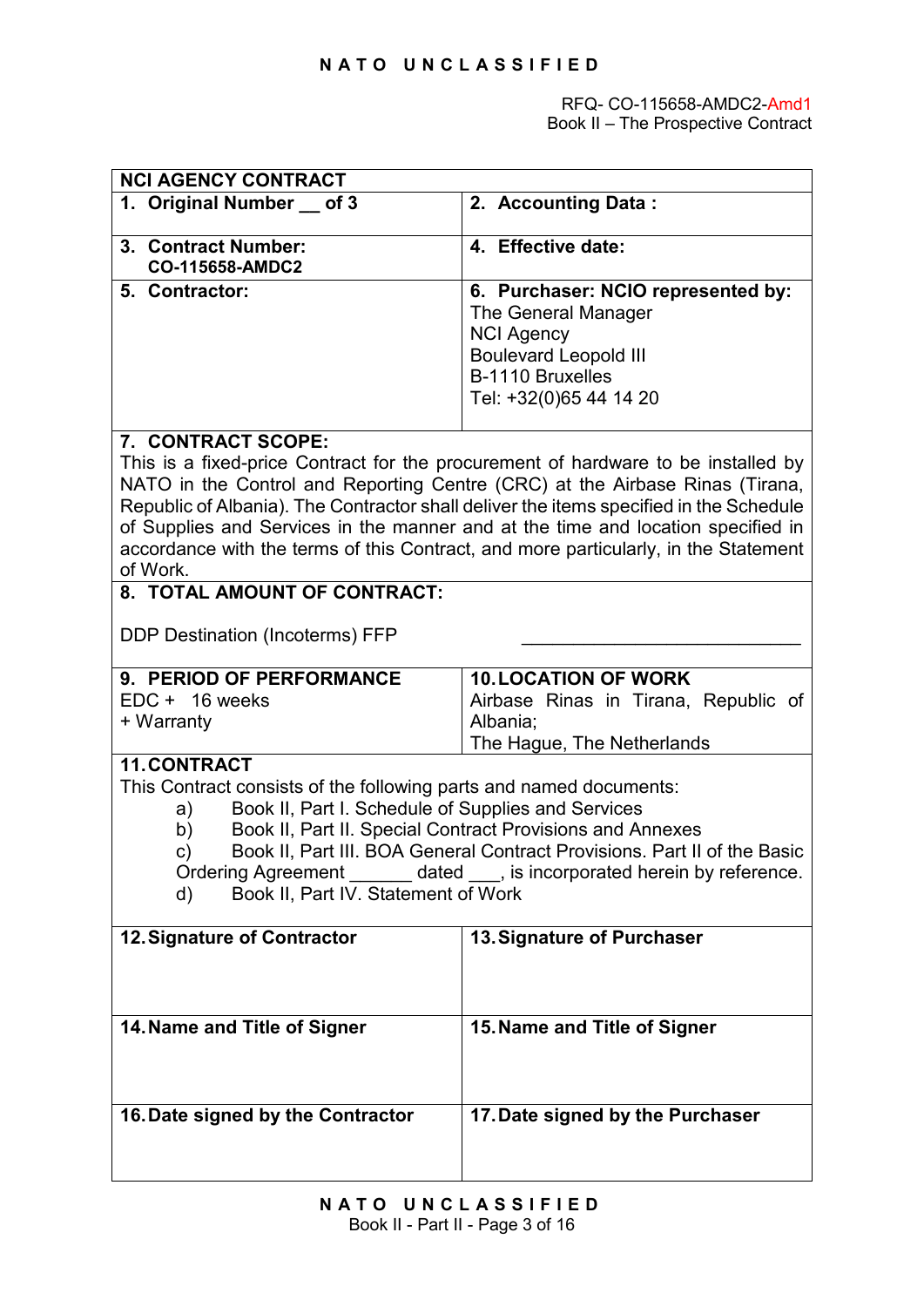RFQ- CO-115658-AMDC2-Amd1
Book II – The Prospective Contract

| NCI AGENCY CONTRACT | |
|---|---|
| **1. Original Number __ of 3** | **2. Accounting Data :** |
| **3. Contract Number:** **CO-115658-AMDC2** | **4. Effective date:** |
| **5. Contractor:** | **6. Purchaser: NCIO represented by:** The General Manager NCI Agency Boulevard Leopold III B-1110 Bruxelles Tel: +32(0)65 44 14 20 |
| **7. CONTRACT SCOPE:** This is a fixed-price Contract for the procurement of hardware to be installed by NATO in the Control and Reporting Centre (CRC) at the Airbase Rinas (Tirana, Republic of Albania). The Contractor shall deliver the items specified in the Schedule of Supplies and Services in the manner and at the time and location specified in accordance with the terms of this Contract, and more particularly, in the Statement of Work. | |
| **8. TOTAL AMOUNT OF CONTRACT:** DDP Destination (Incoterms) FFP ___________________________ | |
| **9. PERIOD OF PERFORMANCE** EDC + 16 weeks + Warranty | **10. LOCATION OF WORK** Airbase Rinas in Tirana, Republic of Albania; The Hague, The Netherlands |
| **11. CONTRACT** This Contract consists of the following parts and named documents: a) Book II, Part I. Schedule of Supplies and Services b) Book II, Part II. Special Contract Provisions and Annexes c) Book II, Part III. BOA General Contract Provisions. Part II of the Basic Ordering Agreement ______ dated ___, is incorporated herein by reference. d) Book II, Part IV. Statement of Work | |
| **12. Signature of Contractor** | **13. Signature of Purchaser** |
| **14. Name and Title of Signer** | **15. Name and Title of Signer** |
| **16. Date signed by the Contractor** | **17. Date signed by the Purchaser** |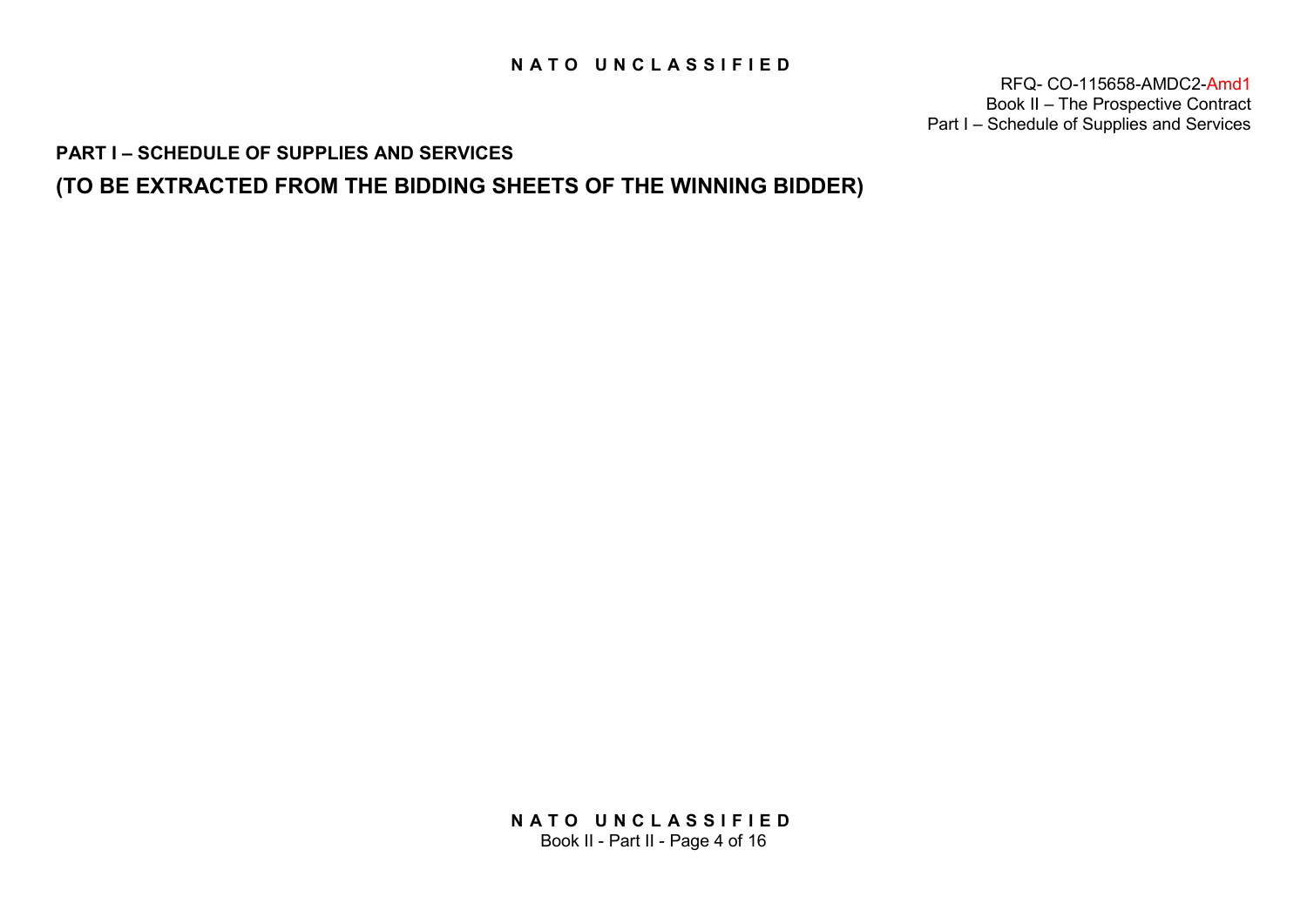**PART I – SCHEDULE OF SUPPLIES AND SERVICES**

## (TO BE EXTRACTED FROM THE BIDDING SHEETS OF THE WINNING BIDDER)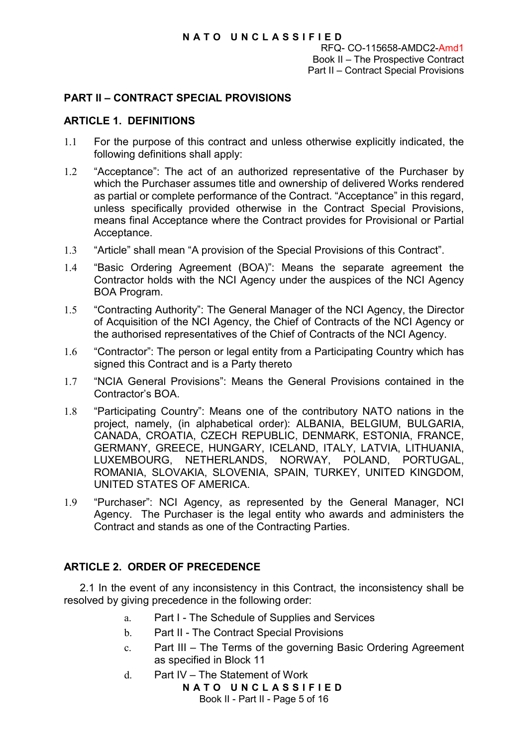## PART II – CONTRACT SPECIAL PROVISIONS

### ARTICLE 1. DEFINITIONS

1.1 For the purpose of this contract and unless otherwise explicitly indicated, the following definitions shall apply:

1.2 "Acceptance": The act of an authorized representative of the Purchaser by which the Purchaser assumes title and ownership of delivered Works rendered as partial or complete performance of the Contract. "Acceptance" in this regard, unless specifically provided otherwise in the Contract Special Provisions, means final Acceptance where the Contract provides for Provisional or Partial Acceptance.

1.3 "Article" shall mean "A provision of the Special Provisions of this Contract".

1.4 "Basic Ordering Agreement (BOA)": Means the separate agreement the Contractor holds with the NCI Agency under the auspices of the NCI Agency BOA Program.

1.5 "Contracting Authority": The General Manager of the NCI Agency, the Director of Acquisition of the NCI Agency, the Chief of Contracts of the NCI Agency or the authorised representatives of the Chief of Contracts of the NCI Agency.

1.6 "Contractor": The person or legal entity from a Participating Country which has signed this Contract and is a Party thereto

1.7 "NCIA General Provisions": Means the General Provisions contained in the Contractor's BOA.

1.8 "Participating Country": Means one of the contributory NATO nations in the project, namely, (in alphabetical order): ALBANIA, BELGIUM, BULGARIA, CANADA, CROATIA, CZECH REPUBLIC, DENMARK, ESTONIA, FRANCE, GERMANY, GREECE, HUNGARY, ICELAND, ITALY, LATVIA, LITHUANIA, LUXEMBOURG, NETHERLANDS, NORWAY, POLAND, PORTUGAL, ROMANIA, SLOVAKIA, SLOVENIA, SPAIN, TURKEY, UNITED KINGDOM, UNITED STATES OF AMERICA.

1.9 "Purchaser": NCI Agency, as represented by the General Manager, NCI Agency. The Purchaser is the legal entity who awards and administers the Contract and stands as one of the Contracting Parties.

### ARTICLE 2. ORDER OF PRECEDENCE

2.1 In the event of any inconsistency in this Contract, the inconsistency shall be resolved by giving precedence in the following order:

a. Part I - The Schedule of Supplies and Services

b. Part II - The Contract Special Provisions

c. Part III – The Terms of the governing Basic Ordering Agreement as specified in Block 11

d. Part IV – The Statement of Work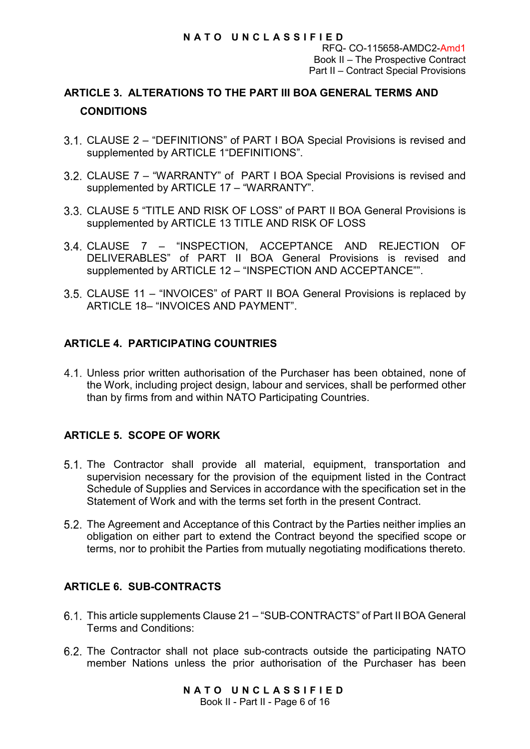## ARTICLE 3. ALTERATIONS TO THE PART III BOA GENERAL TERMS AND CONDITIONS

3.1. CLAUSE 2 – “DEFINITIONS” of PART I BOA Special Provisions is revised and supplemented by ARTICLE 1“DEFINITIONS”.

3.2. CLAUSE 7 – “WARRANTY” of PART I BOA Special Provisions is revised and supplemented by ARTICLE 17 – “WARRANTY”.

3.3. CLAUSE 5 “TITLE AND RISK OF LOSS” of PART II BOA General Provisions is supplemented by ARTICLE 13 TITLE AND RISK OF LOSS

3.4. CLAUSE 7 – “INSPECTION, ACCEPTANCE AND REJECTION OF DELIVERABLES” of PART II BOA General Provisions is revised and supplemented by ARTICLE 12 – “INSPECTION AND ACCEPTANCE””.

3.5. CLAUSE 11 – “INVOICES” of PART II BOA General Provisions is replaced by ARTICLE 18– “INVOICES AND PAYMENT”.

## ARTICLE 4. PARTICIPATING COUNTRIES

4.1. Unless prior written authorisation of the Purchaser has been obtained, none of the Work, including project design, labour and services, shall be performed other than by firms from and within NATO Participating Countries.

## ARTICLE 5. SCOPE OF WORK

5.1. The Contractor shall provide all material, equipment, transportation and supervision necessary for the provision of the equipment listed in the Contract Schedule of Supplies and Services in accordance with the specification set in the Statement of Work and with the terms set forth in the present Contract.

5.2. The Agreement and Acceptance of this Contract by the Parties neither implies an obligation on either part to extend the Contract beyond the specified scope or terms, nor to prohibit the Parties from mutually negotiating modifications thereto.

## ARTICLE 6. SUB-CONTRACTS

6.1. This article supplements Clause 21 – “SUB-CONTRACTS” of Part II BOA General Terms and Conditions:

6.2. The Contractor shall not place sub-contracts outside the participating NATO member Nations unless the prior authorisation of the Purchaser has been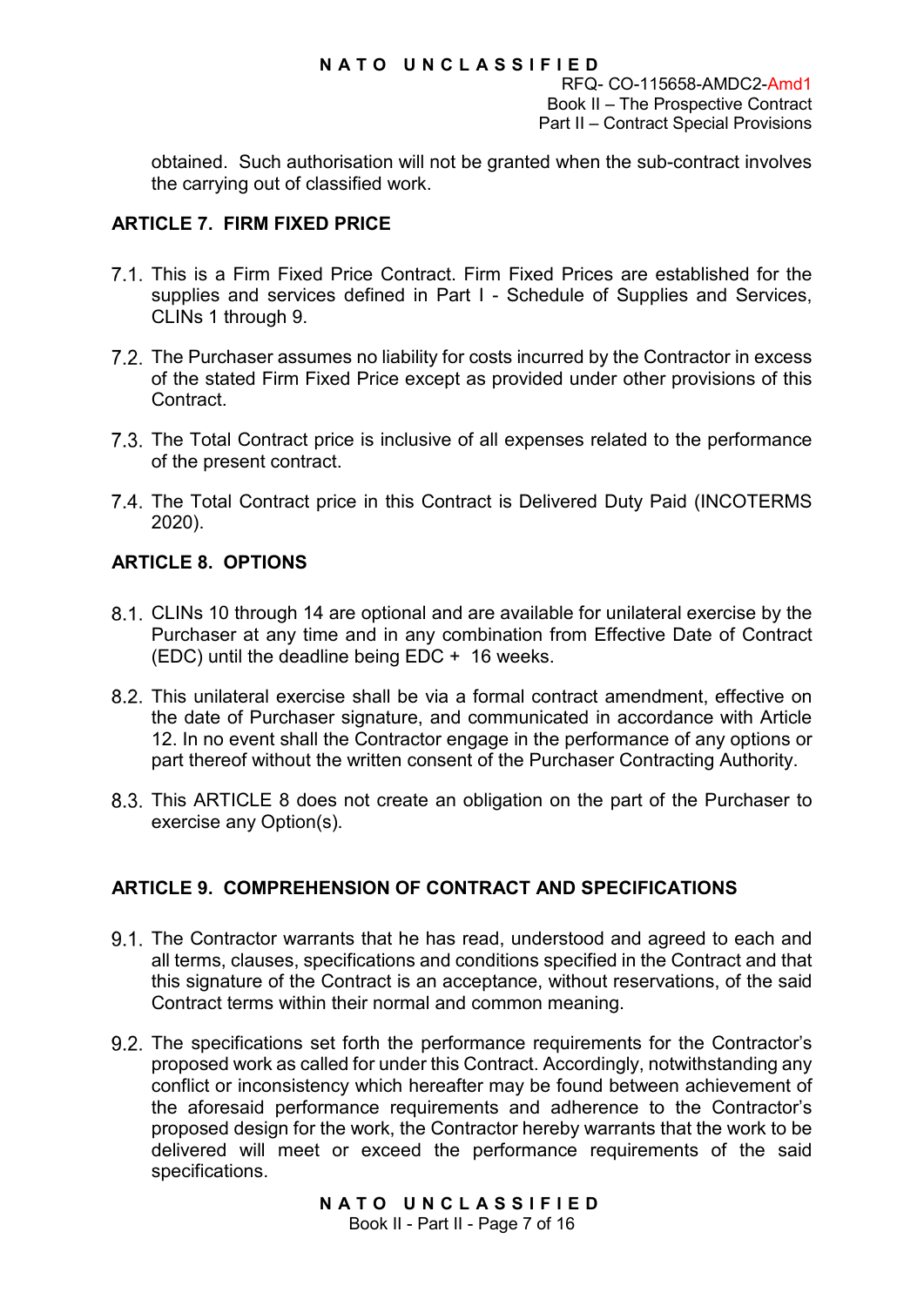obtained. Such authorisation will not be granted when the sub-contract involves the carrying out of classified work.

## ARTICLE 7. FIRM FIXED PRICE

7.1. This is a Firm Fixed Price Contract. Firm Fixed Prices are established for the supplies and services defined in Part I - Schedule of Supplies and Services, CLINs 1 through 9.

7.2. The Purchaser assumes no liability for costs incurred by the Contractor in excess of the stated Firm Fixed Price except as provided under other provisions of this Contract.

7.3. The Total Contract price is inclusive of all expenses related to the performance of the present contract.

7.4. The Total Contract price in this Contract is Delivered Duty Paid (INCOTERMS 2020).

## ARTICLE 8. OPTIONS

8.1. CLINs 10 through 14 are optional and are available for unilateral exercise by the Purchaser at any time and in any combination from Effective Date of Contract (EDC) until the deadline being EDC + 16 weeks.

8.2. This unilateral exercise shall be via a formal contract amendment, effective on the date of Purchaser signature, and communicated in accordance with Article 12. In no event shall the Contractor engage in the performance of any options or part thereof without the written consent of the Purchaser Contracting Authority.

8.3. This ARTICLE 8 does not create an obligation on the part of the Purchaser to exercise any Option(s).

## ARTICLE 9. COMPREHENSION OF CONTRACT AND SPECIFICATIONS

9.1. The Contractor warrants that he has read, understood and agreed to each and all terms, clauses, specifications and conditions specified in the Contract and that this signature of the Contract is an acceptance, without reservations, of the said Contract terms within their normal and common meaning.

9.2. The specifications set forth the performance requirements for the Contractor's proposed work as called for under this Contract. Accordingly, notwithstanding any conflict or inconsistency which hereafter may be found between achievement of the aforesaid performance requirements and adherence to the Contractor's proposed design for the work, the Contractor hereby warrants that the work to be delivered will meet or exceed the performance requirements of the said specifications.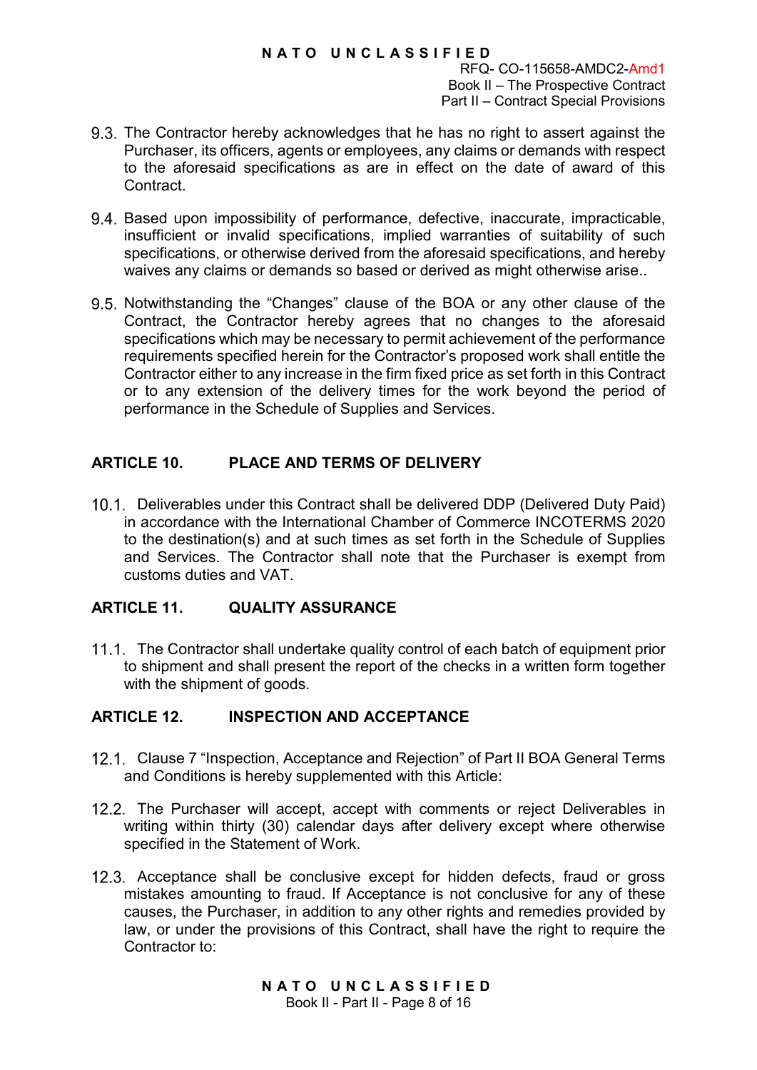9.3. The Contractor hereby acknowledges that he has no right to assert against the Purchaser, its officers, agents or employees, any claims or demands with respect to the aforesaid specifications as are in effect on the date of award of this Contract.

9.4. Based upon impossibility of performance, defective, inaccurate, impracticable, insufficient or invalid specifications, implied warranties of suitability of such specifications, or otherwise derived from the aforesaid specifications, and hereby waives any claims or demands so based or derived as might otherwise arise..

9.5. Notwithstanding the "Changes" clause of the BOA or any other clause of the Contract, the Contractor hereby agrees that no changes to the aforesaid specifications which may be necessary to permit achievement of the performance requirements specified herein for the Contractor's proposed work shall entitle the Contractor either to any increase in the firm fixed price as set forth in this Contract or to any extension of the delivery times for the work beyond the period of performance in the Schedule of Supplies and Services.

## ARTICLE 10. PLACE AND TERMS OF DELIVERY

10.1. Deliverables under this Contract shall be delivered DDP (Delivered Duty Paid) in accordance with the International Chamber of Commerce INCOTERMS 2020 to the destination(s) and at such times as set forth in the Schedule of Supplies and Services. The Contractor shall note that the Purchaser is exempt from customs duties and VAT.

## ARTICLE 11. QUALITY ASSURANCE

11.1. The Contractor shall undertake quality control of each batch of equipment prior to shipment and shall present the report of the checks in a written form together with the shipment of goods.

## ARTICLE 12. INSPECTION AND ACCEPTANCE

12.1. Clause 7 "Inspection, Acceptance and Rejection" of Part II BOA General Terms and Conditions is hereby supplemented with this Article:

12.2. The Purchaser will accept, accept with comments or reject Deliverables in writing within thirty (30) calendar days after delivery except where otherwise specified in the Statement of Work.

12.3. Acceptance shall be conclusive except for hidden defects, fraud or gross mistakes amounting to fraud. If Acceptance is not conclusive for any of these causes, the Purchaser, in addition to any other rights and remedies provided by law, or under the provisions of this Contract, shall have the right to require the Contractor to: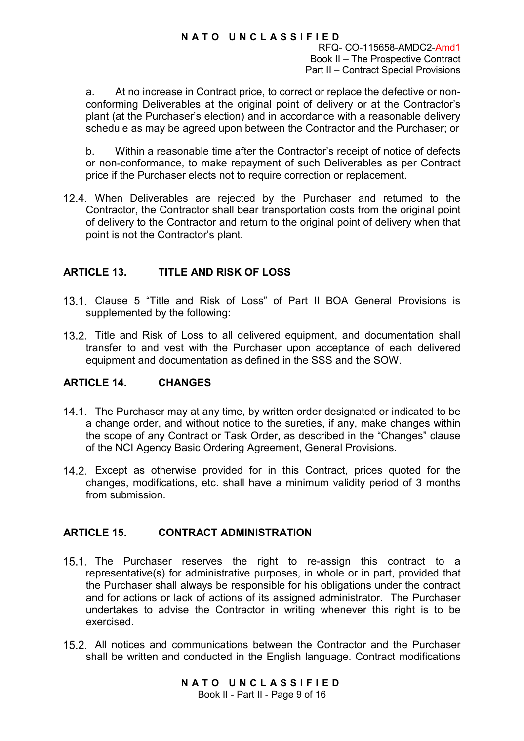a. At no increase in Contract price, to correct or replace the defective or non-conforming Deliverables at the original point of delivery or at the Contractor's plant (at the Purchaser's election) and in accordance with a reasonable delivery schedule as may be agreed upon between the Contractor and the Purchaser; or

b. Within a reasonable time after the Contractor's receipt of notice of defects or non-conformance, to make repayment of such Deliverables as per Contract price if the Purchaser elects not to require correction or replacement.

12.4. When Deliverables are rejected by the Purchaser and returned to the Contractor, the Contractor shall bear transportation costs from the original point of delivery to the Contractor and return to the original point of delivery when that point is not the Contractor's plant.

## ARTICLE 13. TITLE AND RISK OF LOSS

13.1. Clause 5 "Title and Risk of Loss" of Part II BOA General Provisions is supplemented by the following:

13.2. Title and Risk of Loss to all delivered equipment, and documentation shall transfer to and vest with the Purchaser upon acceptance of each delivered equipment and documentation as defined in the SSS and the SOW.

## ARTICLE 14. CHANGES

14.1. The Purchaser may at any time, by written order designated or indicated to be a change order, and without notice to the sureties, if any, make changes within the scope of any Contract or Task Order, as described in the "Changes" clause of the NCI Agency Basic Ordering Agreement, General Provisions.

14.2. Except as otherwise provided for in this Contract, prices quoted for the changes, modifications, etc. shall have a minimum validity period of 3 months from submission.

## ARTICLE 15. CONTRACT ADMINISTRATION

15.1. The Purchaser reserves the right to re-assign this contract to a representative(s) for administrative purposes, in whole or in part, provided that the Purchaser shall always be responsible for his obligations under the contract and for actions or lack of actions of its assigned administrator. The Purchaser undertakes to advise the Contractor in writing whenever this right is to be exercised.

15.2. All notices and communications between the Contractor and the Purchaser shall be written and conducted in the English language. Contract modifications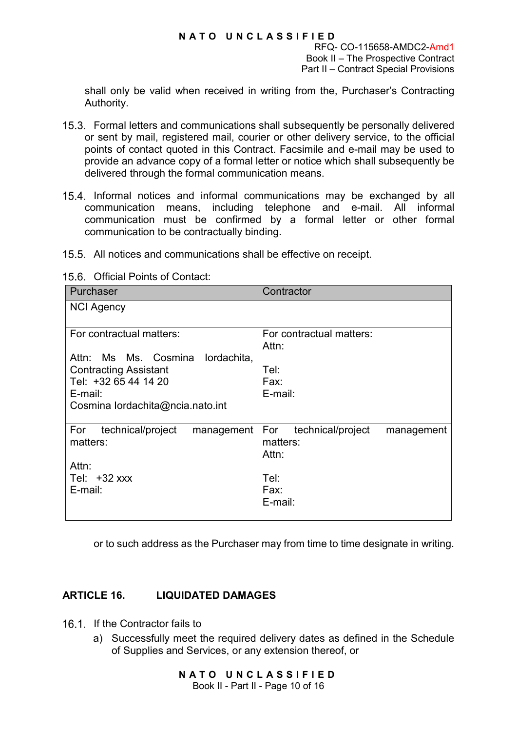shall only be valid when received in writing from the, Purchaser's Contracting Authority.

15.3. Formal letters and communications shall subsequently be personally delivered or sent by mail, registered mail, courier or other delivery service, to the official points of contact quoted in this Contract. Facsimile and e-mail may be used to provide an advance copy of a formal letter or notice which shall subsequently be delivered through the formal communication means.

15.4. Informal notices and informal communications may be exchanged by all communication means, including telephone and e-mail. All informal communication must be confirmed by a formal letter or other formal communication to be contractually binding.

15.5. All notices and communications shall be effective on receipt.

15.6. Official Points of Contact:

| Purchaser | Contractor |
|---|---|
| NCI Agency | |
| For contractual matters:<br><br>Attn: Ms Ms. Cosmina Iordachita, Contracting Assistant<br>Tel: +32 65 44 14 20<br>E-mail:<br>Cosmina Iordachita@ncia.nato.int | For contractual matters:<br>Attn:<br><br>Tel:<br>Fax:<br>E-mail: |
| For technical/project management matters:<br><br>Attn:<br>Tel: +32 xxx<br>E-mail: | For technical/project management matters:<br>Attn:<br><br>Tel:<br>Fax:<br>E-mail: |

or to such address as the Purchaser may from time to time designate in writing.

## ARTICLE 16. LIQUIDATED DAMAGES

16.1. If the Contractor fails to

a) Successfully meet the required delivery dates as defined in the Schedule of Supplies and Services, or any extension thereof, or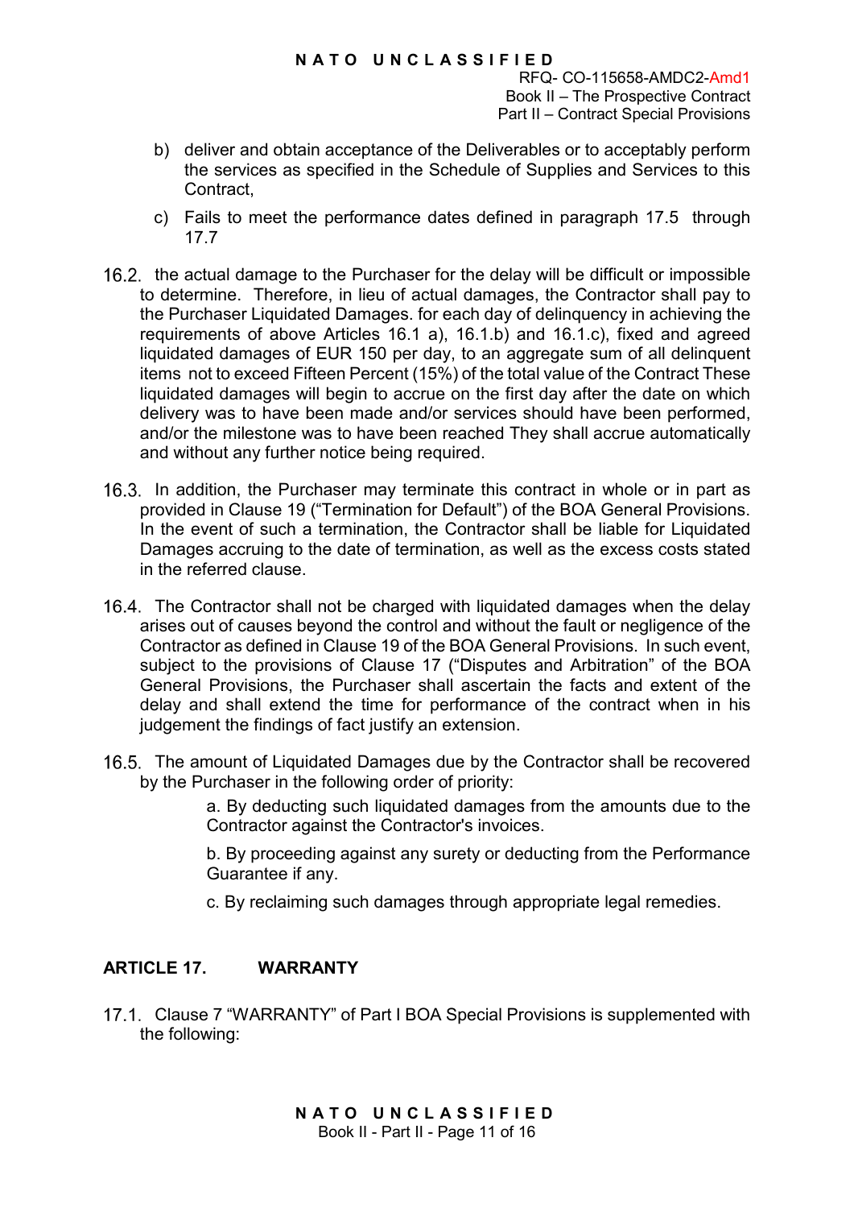b) deliver and obtain acceptance of the Deliverables or to acceptably perform the services as specified in the Schedule of Supplies and Services to this Contract,

c) Fails to meet the performance dates defined in paragraph 17.5 through 17.7

16.2. the actual damage to the Purchaser for the delay will be difficult or impossible to determine. Therefore, in lieu of actual damages, the Contractor shall pay to the Purchaser Liquidated Damages. for each day of delinquency in achieving the requirements of above Articles 16.1 a), 16.1.b) and 16.1.c), fixed and agreed liquidated damages of EUR 150 per day, to an aggregate sum of all delinquent items not to exceed Fifteen Percent (15%) of the total value of the Contract These liquidated damages will begin to accrue on the first day after the date on which delivery was to have been made and/or services should have been performed, and/or the milestone was to have been reached They shall accrue automatically and without any further notice being required.

16.3. In addition, the Purchaser may terminate this contract in whole or in part as provided in Clause 19 ("Termination for Default") of the BOA General Provisions. In the event of such a termination, the Contractor shall be liable for Liquidated Damages accruing to the date of termination, as well as the excess costs stated in the referred clause.

16.4. The Contractor shall not be charged with liquidated damages when the delay arises out of causes beyond the control and without the fault or negligence of the Contractor as defined in Clause 19 of the BOA General Provisions. In such event, subject to the provisions of Clause 17 ("Disputes and Arbitration" of the BOA General Provisions, the Purchaser shall ascertain the facts and extent of the delay and shall extend the time for performance of the contract when in his judgement the findings of fact justify an extension.

16.5. The amount of Liquidated Damages due by the Contractor shall be recovered by the Purchaser in the following order of priority:

a. By deducting such liquidated damages from the amounts due to the Contractor against the Contractor's invoices.

b. By proceeding against any surety or deducting from the Performance Guarantee if any.

c. By reclaiming such damages through appropriate legal remedies.

## ARTICLE 17. WARRANTY

17.1. Clause 7 "WARRANTY" of Part I BOA Special Provisions is supplemented with the following: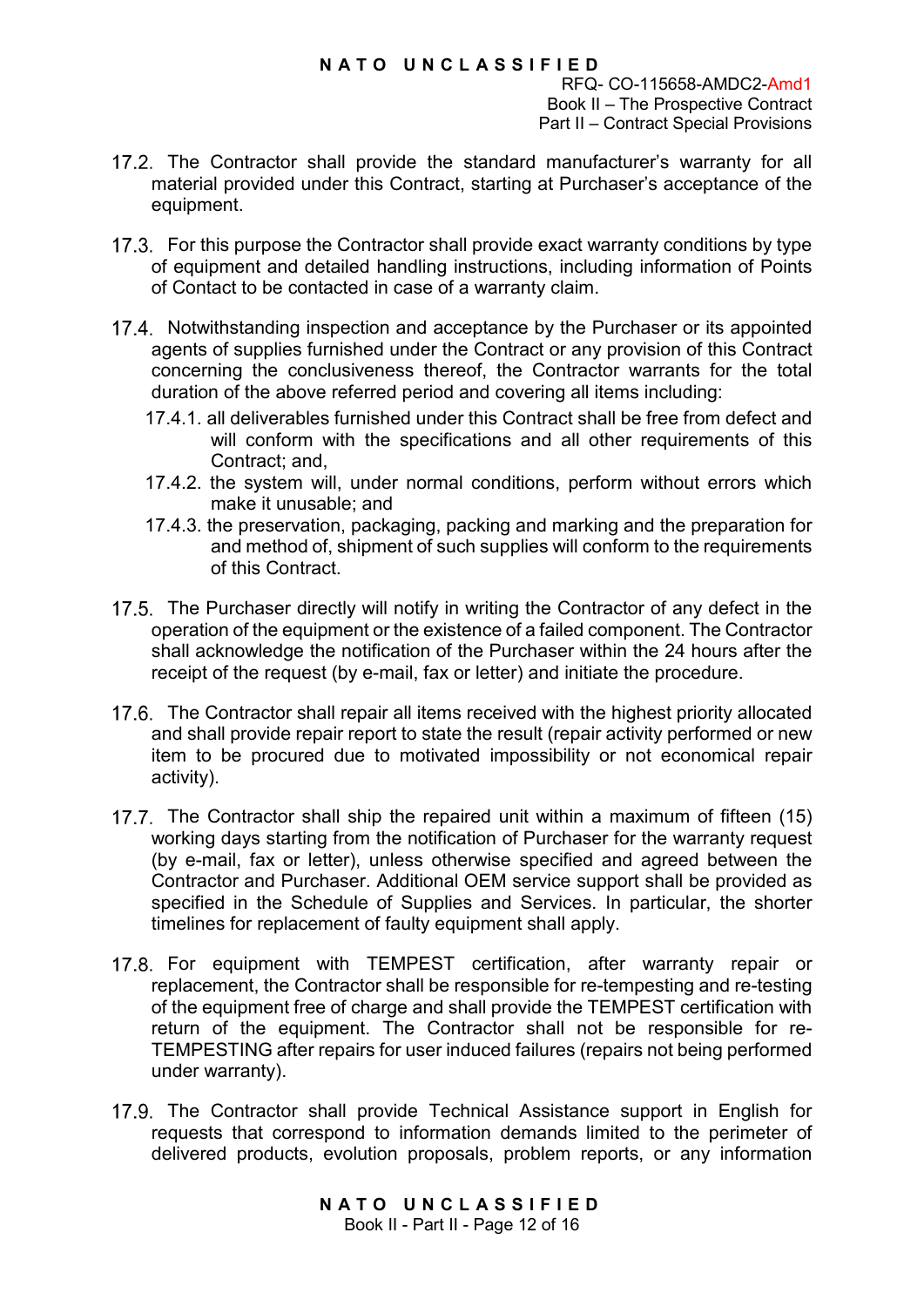17.2. The Contractor shall provide the standard manufacturer's warranty for all material provided under this Contract, starting at Purchaser's acceptance of the equipment.

17.3. For this purpose the Contractor shall provide exact warranty conditions by type of equipment and detailed handling instructions, including information of Points of Contact to be contacted in case of a warranty claim.

17.4. Notwithstanding inspection and acceptance by the Purchaser or its appointed agents of supplies furnished under the Contract or any provision of this Contract concerning the conclusiveness thereof, the Contractor warrants for the total duration of the above referred period and covering all items including:

17.4.1. all deliverables furnished under this Contract shall be free from defect and will conform with the specifications and all other requirements of this Contract; and,

17.4.2. the system will, under normal conditions, perform without errors which make it unusable; and

17.4.3. the preservation, packaging, packing and marking and the preparation for and method of, shipment of such supplies will conform to the requirements of this Contract.

17.5. The Purchaser directly will notify in writing the Contractor of any defect in the operation of the equipment or the existence of a failed component. The Contractor shall acknowledge the notification of the Purchaser within the 24 hours after the receipt of the request (by e-mail, fax or letter) and initiate the procedure.

17.6. The Contractor shall repair all items received with the highest priority allocated and shall provide repair report to state the result (repair activity performed or new item to be procured due to motivated impossibility or not economical repair activity).

17.7. The Contractor shall ship the repaired unit within a maximum of fifteen (15) working days starting from the notification of Purchaser for the warranty request (by e-mail, fax or letter), unless otherwise specified and agreed between the Contractor and Purchaser. Additional OEM service support shall be provided as specified in the Schedule of Supplies and Services. In particular, the shorter timelines for replacement of faulty equipment shall apply.

17.8. For equipment with TEMPEST certification, after warranty repair or replacement, the Contractor shall be responsible for re-tempesting and re-testing of the equipment free of charge and shall provide the TEMPEST certification with return of the equipment. The Contractor shall not be responsible for re-TEMPESTING after repairs for user induced failures (repairs not being performed under warranty).

17.9. The Contractor shall provide Technical Assistance support in English for requests that correspond to information demands limited to the perimeter of delivered products, evolution proposals, problem reports, or any information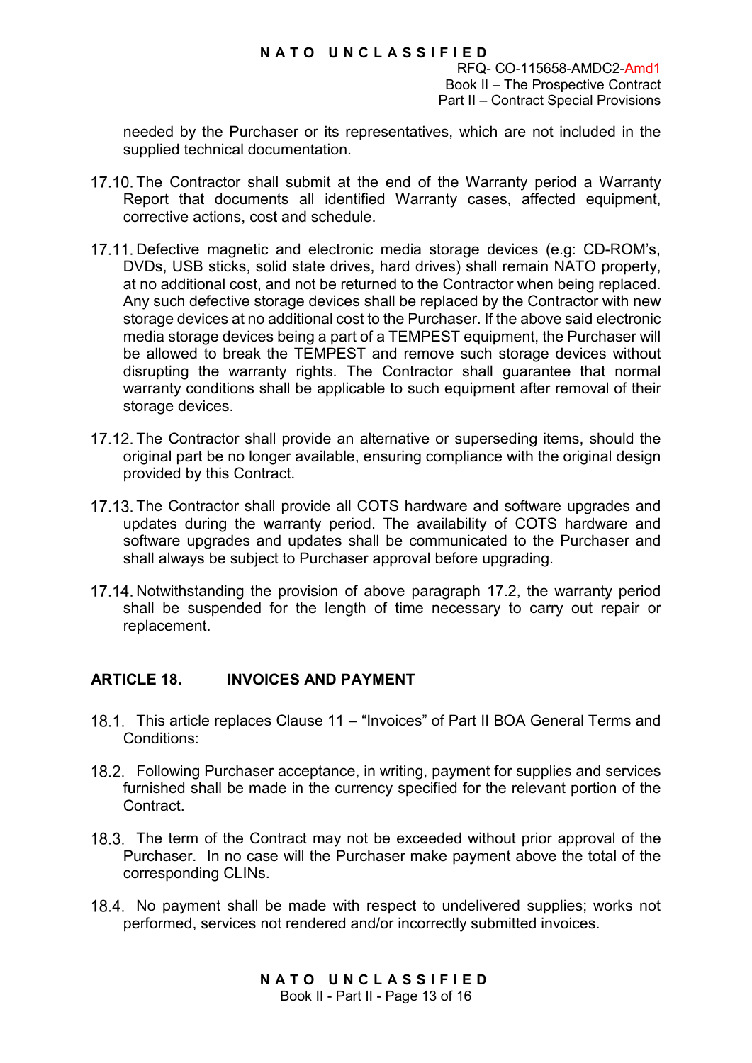needed by the Purchaser or its representatives, which are not included in the supplied technical documentation.

17.10. The Contractor shall submit at the end of the Warranty period a Warranty Report that documents all identified Warranty cases, affected equipment, corrective actions, cost and schedule.

17.11. Defective magnetic and electronic media storage devices (e.g: CD-ROM's, DVDs, USB sticks, solid state drives, hard drives) shall remain NATO property, at no additional cost, and not be returned to the Contractor when being replaced. Any such defective storage devices shall be replaced by the Contractor with new storage devices at no additional cost to the Purchaser. If the above said electronic media storage devices being a part of a TEMPEST equipment, the Purchaser will be allowed to break the TEMPEST and remove such storage devices without disrupting the warranty rights. The Contractor shall guarantee that normal warranty conditions shall be applicable to such equipment after removal of their storage devices.

17.12. The Contractor shall provide an alternative or superseding items, should the original part be no longer available, ensuring compliance with the original design provided by this Contract.

17.13. The Contractor shall provide all COTS hardware and software upgrades and updates during the warranty period. The availability of COTS hardware and software upgrades and updates shall be communicated to the Purchaser and shall always be subject to Purchaser approval before upgrading.

17.14. Notwithstanding the provision of above paragraph 17.2, the warranty period shall be suspended for the length of time necessary to carry out repair or replacement.

## ARTICLE 18. INVOICES AND PAYMENT

18.1. This article replaces Clause 11 – "Invoices" of Part II BOA General Terms and Conditions:

18.2. Following Purchaser acceptance, in writing, payment for supplies and services furnished shall be made in the currency specified for the relevant portion of the Contract.

18.3. The term of the Contract may not be exceeded without prior approval of the Purchaser. In no case will the Purchaser make payment above the total of the corresponding CLINs.

18.4. No payment shall be made with respect to undelivered supplies; works not performed, services not rendered and/or incorrectly submitted invoices.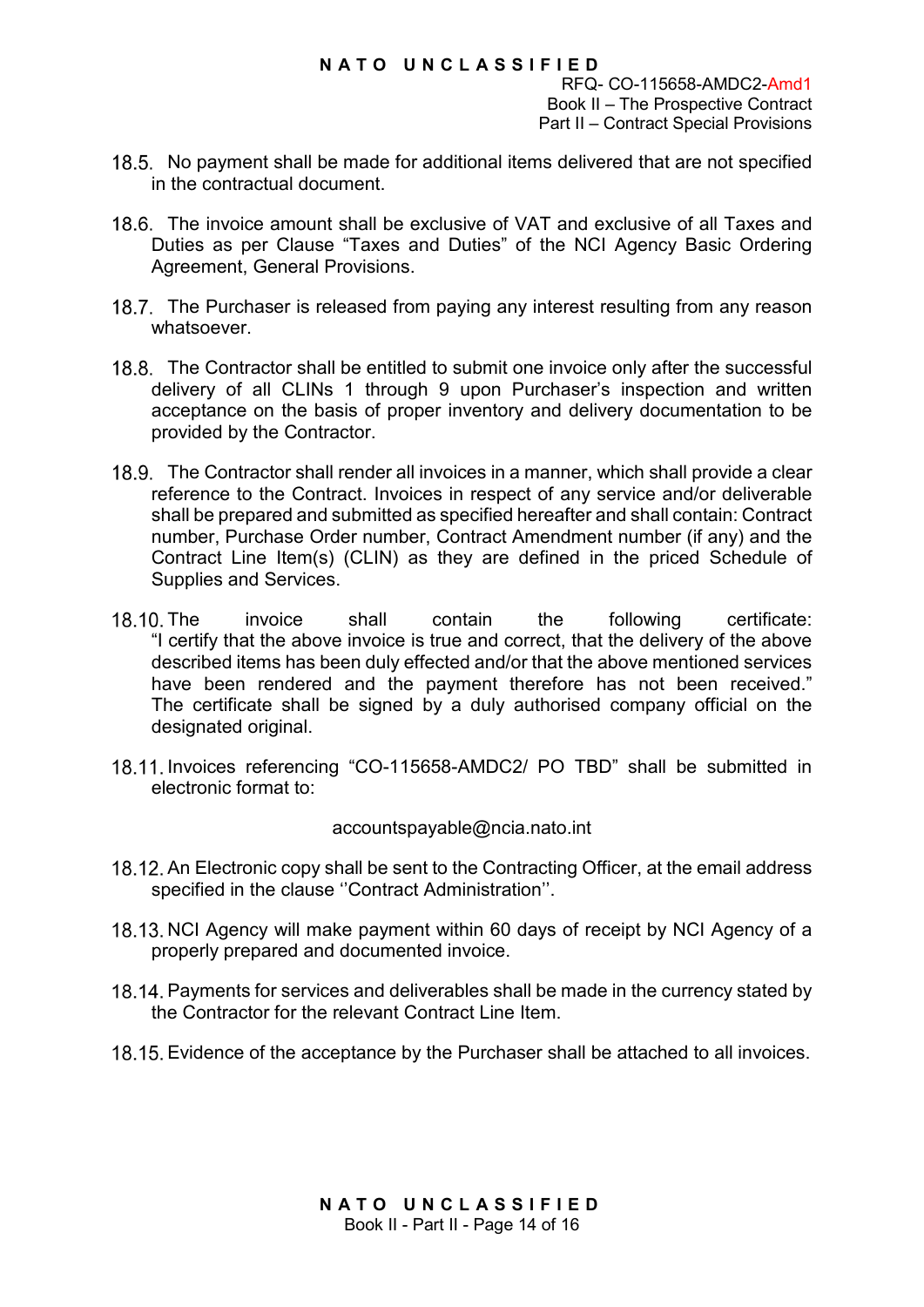18.5. No payment shall be made for additional items delivered that are not specified in the contractual document.

18.6. The invoice amount shall be exclusive of VAT and exclusive of all Taxes and Duties as per Clause "Taxes and Duties" of the NCI Agency Basic Ordering Agreement, General Provisions.

18.7. The Purchaser is released from paying any interest resulting from any reason whatsoever.

18.8. The Contractor shall be entitled to submit one invoice only after the successful delivery of all CLINs 1 through 9 upon Purchaser's inspection and written acceptance on the basis of proper inventory and delivery documentation to be provided by the Contractor.

18.9. The Contractor shall render all invoices in a manner, which shall provide a clear reference to the Contract. Invoices in respect of any service and/or deliverable shall be prepared and submitted as specified hereafter and shall contain: Contract number, Purchase Order number, Contract Amendment number (if any) and the Contract Line Item(s) (CLIN) as they are defined in the priced Schedule of Supplies and Services.

18.10. The invoice shall contain the following certificate: "I certify that the above invoice is true and correct, that the delivery of the above described items has been duly effected and/or that the above mentioned services have been rendered and the payment therefore has not been received." The certificate shall be signed by a duly authorised company official on the designated original.

18.11. Invoices referencing "CO-115658-AMDC2/ PO TBD" shall be submitted in electronic format to:

accountspayable@ncia.nato.int

18.12. An Electronic copy shall be sent to the Contracting Officer, at the email address specified in the clause ''Contract Administration''.

18.13. NCI Agency will make payment within 60 days of receipt by NCI Agency of a properly prepared and documented invoice.

18.14. Payments for services and deliverables shall be made in the currency stated by the Contractor for the relevant Contract Line Item.

18.15. Evidence of the acceptance by the Purchaser shall be attached to all invoices.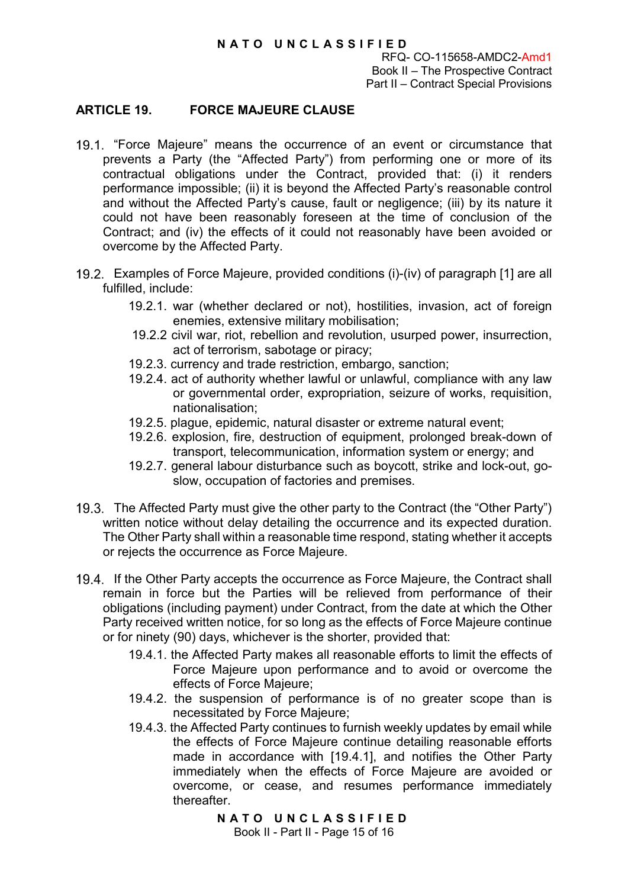## ARTICLE 19. FORCE MAJEURE CLAUSE

19.1. "Force Majeure" means the occurrence of an event or circumstance that prevents a Party (the "Affected Party") from performing one or more of its contractual obligations under the Contract, provided that: (i) it renders performance impossible; (ii) it is beyond the Affected Party's reasonable control and without the Affected Party's cause, fault or negligence; (iii) by its nature it could not have been reasonably foreseen at the time of conclusion of the Contract; and (iv) the effects of it could not reasonably have been avoided or overcome by the Affected Party.

19.2. Examples of Force Majeure, provided conditions (i)-(iv) of paragraph [1] are all fulfilled, include:

- 19.2.1. war (whether declared or not), hostilities, invasion, act of foreign enemies, extensive military mobilisation;
- 19.2.2 civil war, riot, rebellion and revolution, usurped power, insurrection, act of terrorism, sabotage or piracy;
- 19.2.3. currency and trade restriction, embargo, sanction;
- 19.2.4. act of authority whether lawful or unlawful, compliance with any law or governmental order, expropriation, seizure of works, requisition, nationalisation;
- 19.2.5. plague, epidemic, natural disaster or extreme natural event;
- 19.2.6. explosion, fire, destruction of equipment, prolonged break-down of transport, telecommunication, information system or energy; and
- 19.2.7. general labour disturbance such as boycott, strike and lock-out, go-slow, occupation of factories and premises.

19.3. The Affected Party must give the other party to the Contract (the "Other Party") written notice without delay detailing the occurrence and its expected duration. The Other Party shall within a reasonable time respond, stating whether it accepts or rejects the occurrence as Force Majeure.

19.4. If the Other Party accepts the occurrence as Force Majeure, the Contract shall remain in force but the Parties will be relieved from performance of their obligations (including payment) under Contract, from the date at which the Other Party received written notice, for so long as the effects of Force Majeure continue or for ninety (90) days, whichever is the shorter, provided that:

- 19.4.1. the Affected Party makes all reasonable efforts to limit the effects of Force Majeure upon performance and to avoid or overcome the effects of Force Majeure;
- 19.4.2. the suspension of performance is of no greater scope than is necessitated by Force Majeure;
- 19.4.3. the Affected Party continues to furnish weekly updates by email while the effects of Force Majeure continue detailing reasonable efforts made in accordance with [19.4.1], and notifies the Other Party immediately when the effects of Force Majeure are avoided or overcome, or cease, and resumes performance immediately thereafter.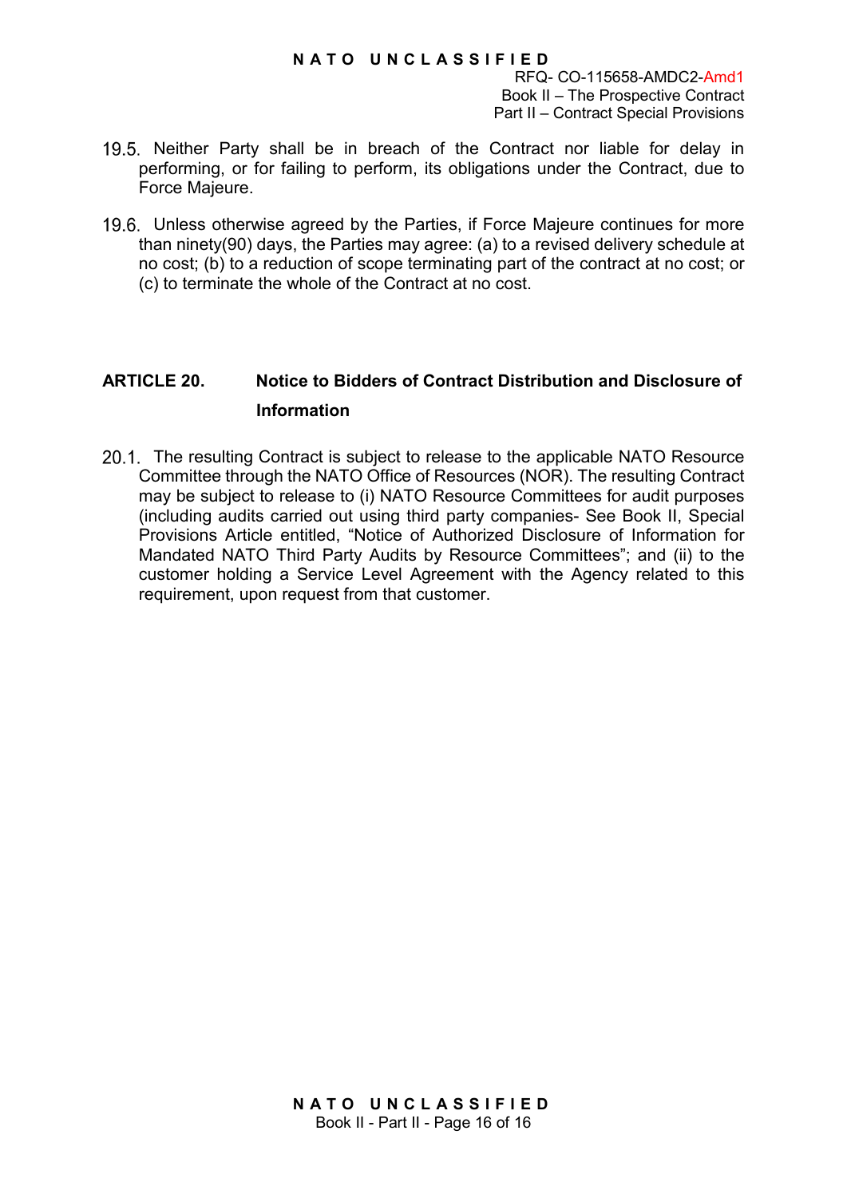19.5. Neither Party shall be in breach of the Contract nor liable for delay in performing, or for failing to perform, its obligations under the Contract, due to Force Majeure.

19.6. Unless otherwise agreed by the Parties, if Force Majeure continues for more than ninety(90) days, the Parties may agree: (a) to a revised delivery schedule at no cost; (b) to a reduction of scope terminating part of the contract at no cost; or (c) to terminate the whole of the Contract at no cost.

## ARTICLE 20. Notice to Bidders of Contract Distribution and Disclosure of Information

20.1. The resulting Contract is subject to release to the applicable NATO Resource Committee through the NATO Office of Resources (NOR). The resulting Contract may be subject to release to (i) NATO Resource Committees for audit purposes (including audits carried out using third party companies- See Book II, Special Provisions Article entitled, "Notice of Authorized Disclosure of Information for Mandated NATO Third Party Audits by Resource Committees"; and (ii) to the customer holding a Service Level Agreement with the Agency related to this requirement, upon request from that customer.